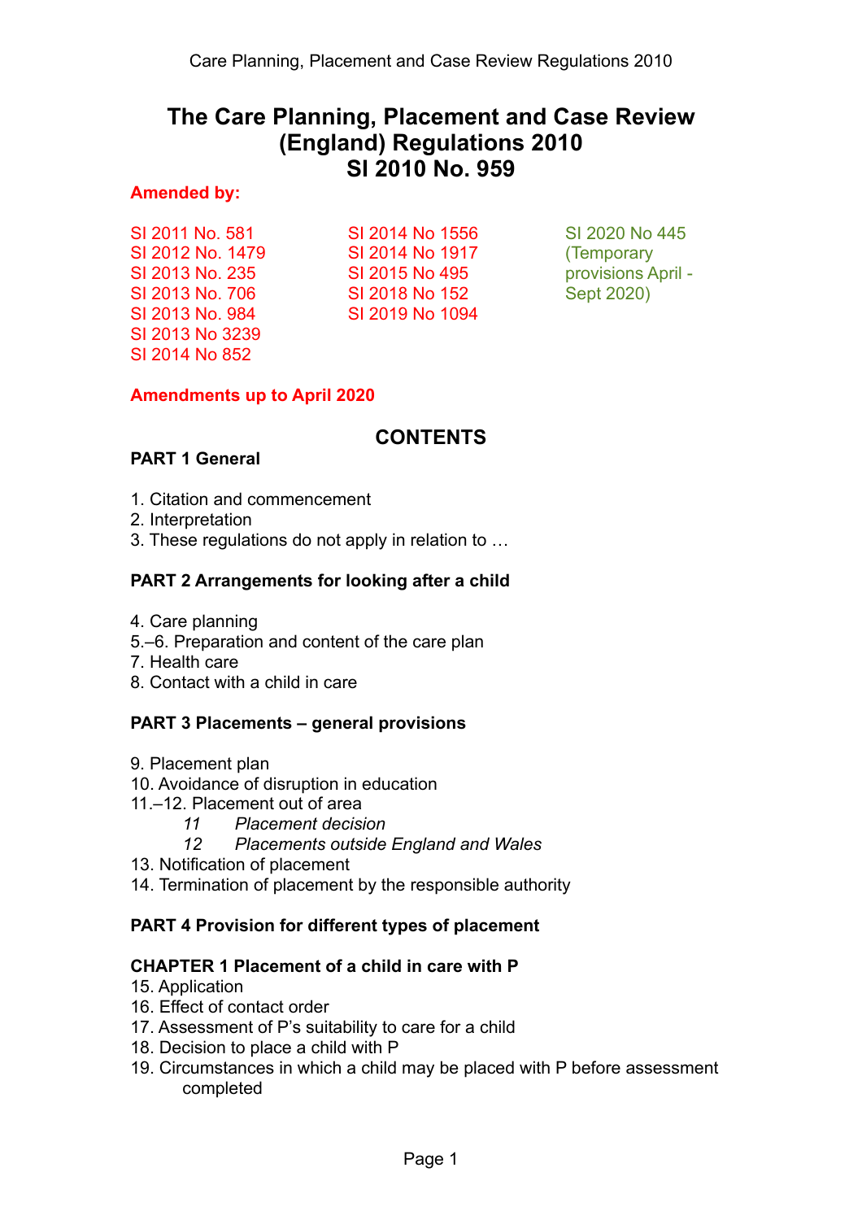# The Care Planning, Placement and Case Review (England) Regulations 2010
# SI 2010 No. 959

**Amended by:**

SI 2011 No. 581
SI 2012 No. 1479
SI 2013 No. 235
SI 2013 No. 706
SI 2013 No. 984
SI 2013 No 3239
SI 2014 No 852
SI 2014 No 1556
SI 2014 No 1917
SI 2015 No 495
SI 2018 No 152
SI 2019 No 1094
SI 2020 No 445 (Temporary provisions April - Sept 2020)

**Amendments up to April 2020**

## CONTENTS

### PART 1 General

1. Citation and commencement
2. Interpretation
3. These regulations do not apply in relation to …

### PART 2 Arrangements for looking after a child

4. Care planning
5.–6. Preparation and content of the care plan
7. Health care
8. Contact with a child in care

### PART 3 Placements – general provisions

9. Placement plan
10. Avoidance of disruption in education
11.–12. Placement out of area
    *11 Placement decision*
    *12 Placements outside England and Wales*
13. Notification of placement
14. Termination of placement by the responsible authority

### PART 4 Provision for different types of placement

#### CHAPTER 1 Placement of a child in care with P

15. Application
16. Effect of contact order
17. Assessment of P's suitability to care for a child
18. Decision to place a child with P
19. Circumstances in which a child may be placed with P before assessment completed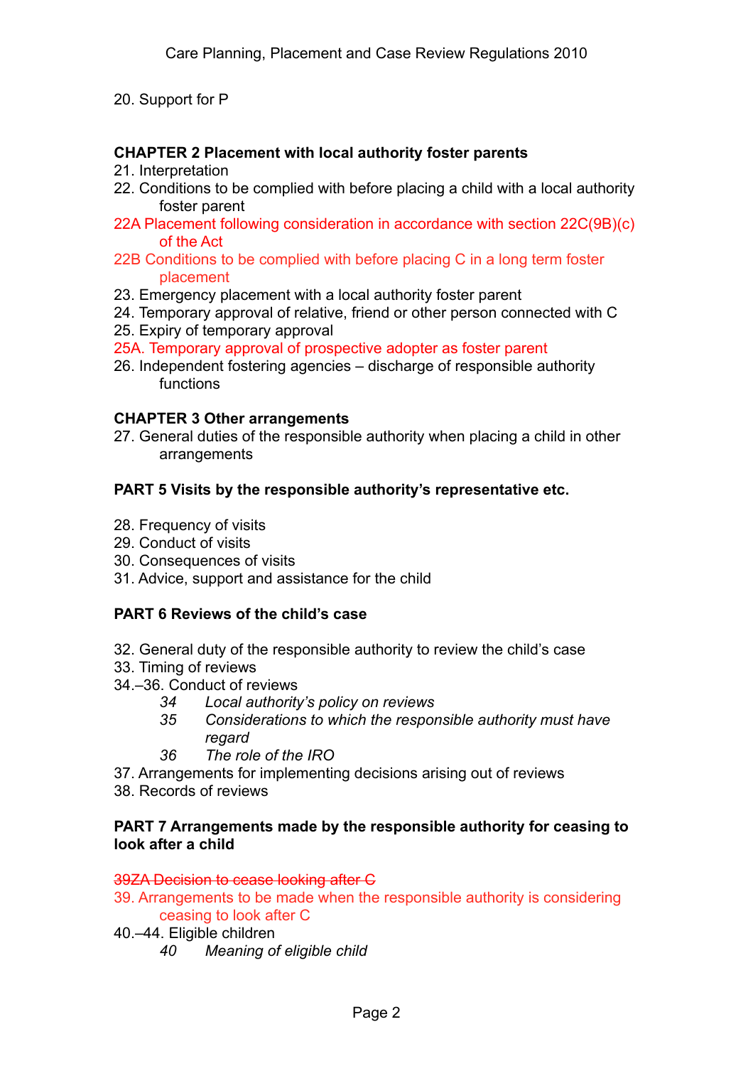20. Support for P

**CHAPTER 2 Placement with local authority foster parents**

21. Interpretation
22. Conditions to be complied with before placing a child with a local authority foster parent

22A Placement following consideration in accordance with section 22C(9B)(c) of the Act

22B Conditions to be complied with before placing C in a long term foster placement

23. Emergency placement with a local authority foster parent
24. Temporary approval of relative, friend or other person connected with C
25. Expiry of temporary approval

25A. Temporary approval of prospective adopter as foster parent

26. Independent fostering agencies – discharge of responsible authority functions

**CHAPTER 3 Other arrangements**

27. General duties of the responsible authority when placing a child in other arrangements

**PART 5 Visits by the responsible authority's representative etc.**

28. Frequency of visits
29. Conduct of visits
30. Consequences of visits
31. Advice, support and assistance for the child

**PART 6 Reviews of the child's case**

32. General duty of the responsible authority to review the child's case
33. Timing of reviews
34.–36. Conduct of reviews
    *34 Local authority's policy on reviews*
    *35 Considerations to which the responsible authority must have regard*
    *36 The role of the IRO*
37. Arrangements for implementing decisions arising out of reviews
38. Records of reviews

**PART 7 Arrangements made by the responsible authority for ceasing to look after a child**

~~39ZA Decision to cease looking after C~~

39. Arrangements to be made when the responsible authority is considering ceasing to look after C

40.–44. Eligible children
    *40 Meaning of eligible child*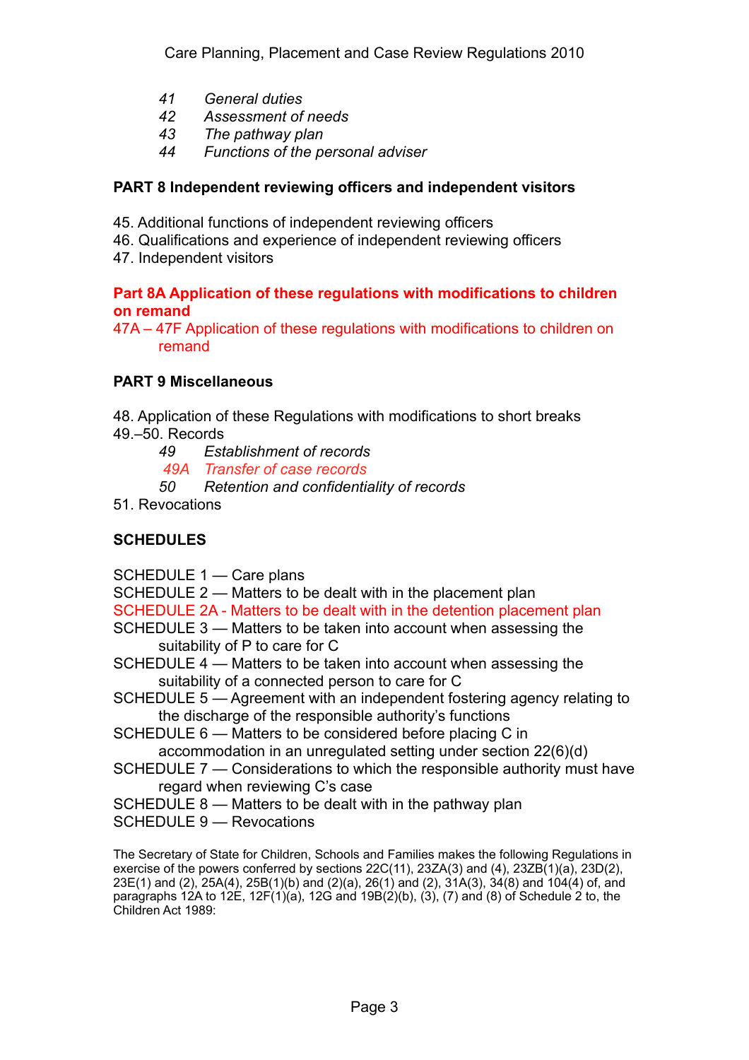*41 General duties*
*42 Assessment of needs*
*43 The pathway plan*
*44 Functions of the personal adviser*

**PART 8 Independent reviewing officers and independent visitors**

45. Additional functions of independent reviewing officers
46. Qualifications and experience of independent reviewing officers
47. Independent visitors

**Part 8A Application of these regulations with modifications to children on remand**

47A – 47F Application of these regulations with modifications to children on remand

**PART 9 Miscellaneous**

48. Application of these Regulations with modifications to short breaks
49.–50. Records

*49 Establishment of records*
*49A Transfer of case records*
*50 Retention and confidentiality of records*

51. Revocations

**SCHEDULES**

SCHEDULE 1 — Care plans
SCHEDULE 2 — Matters to be dealt with in the placement plan
SCHEDULE 2A - Matters to be dealt with in the detention placement plan
SCHEDULE 3 — Matters to be taken into account when assessing the suitability of P to care for C
SCHEDULE 4 — Matters to be taken into account when assessing the suitability of a connected person to care for C
SCHEDULE 5 — Agreement with an independent fostering agency relating to the discharge of the responsible authority's functions
SCHEDULE 6 — Matters to be considered before placing C in accommodation in an unregulated setting under section 22(6)(d)
SCHEDULE 7 — Considerations to which the responsible authority must have regard when reviewing C's case
SCHEDULE 8 — Matters to be dealt with in the pathway plan
SCHEDULE 9 — Revocations

The Secretary of State for Children, Schools and Families makes the following Regulations in exercise of the powers conferred by sections 22C(11), 23ZA(3) and (4), 23ZB(1)(a), 23D(2), 23E(1) and (2), 25A(4), 25B(1)(b) and (2)(a), 26(1) and (2), 31A(3), 34(8) and 104(4) of, and paragraphs 12A to 12E, 12F(1)(a), 12G and 19B(2)(b), (3), (7) and (8) of Schedule 2 to, the Children Act 1989: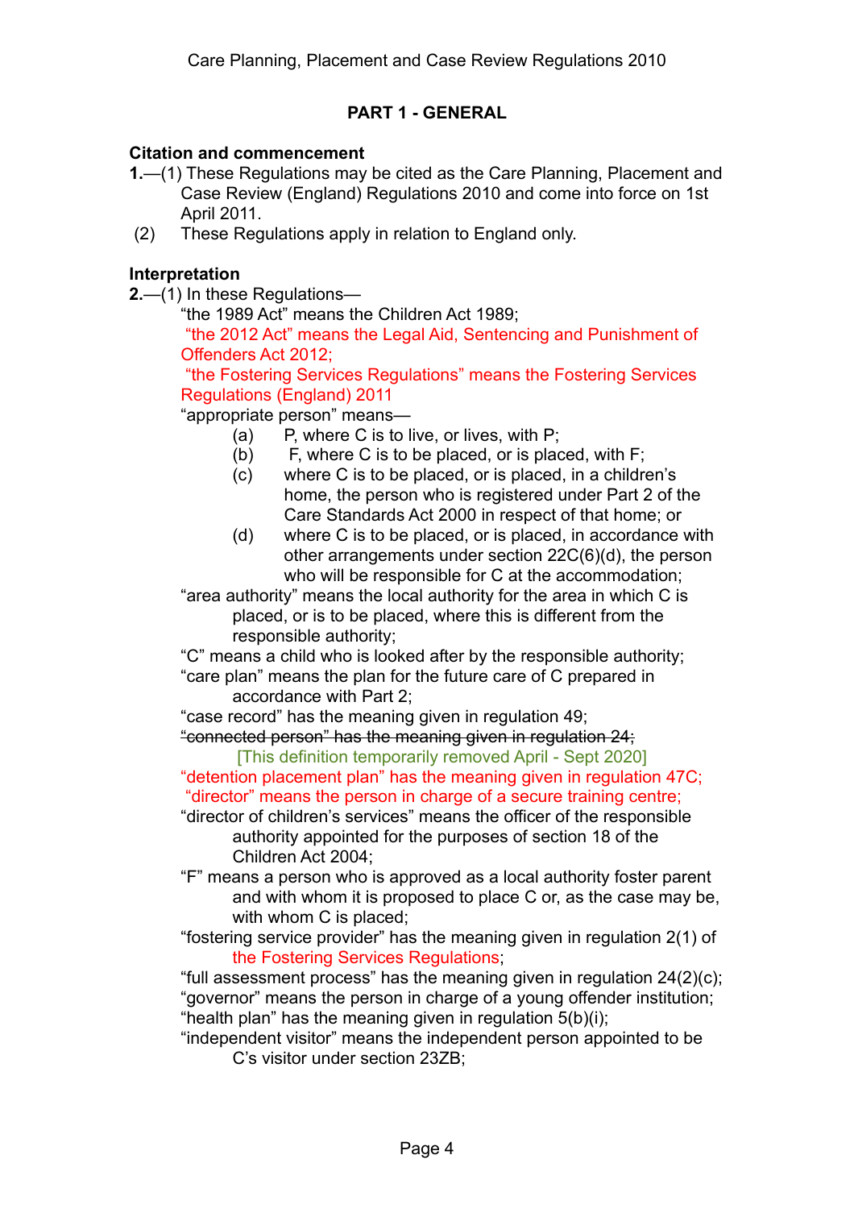## PART 1 - GENERAL

### Citation and commencement

**1.**—(1) These Regulations may be cited as the Care Planning, Placement and Case Review (England) Regulations 2010 and come into force on 1st April 2011.

(2) These Regulations apply in relation to England only.

### Interpretation

**2.**—(1) In these Regulations—

"the 1989 Act" means the Children Act 1989;

"the 2012 Act" means the Legal Aid, Sentencing and Punishment of Offenders Act 2012;

"the Fostering Services Regulations" means the Fostering Services Regulations (England) 2011

"appropriate person" means—

- (a) P, where C is to live, or lives, with P;
- (b) F, where C is to be placed, or is placed, with F;
- (c) where C is to be placed, or is placed, in a children's home, the person who is registered under Part 2 of the Care Standards Act 2000 in respect of that home; or
- (d) where C is to be placed, or is placed, in accordance with other arrangements under section 22C(6)(d), the person who will be responsible for C at the accommodation;

"area authority" means the local authority for the area in which C is placed, or is to be placed, where this is different from the responsible authority;

"C" means a child who is looked after by the responsible authority;

"care plan" means the plan for the future care of C prepared in accordance with Part 2;

"case record" has the meaning given in regulation 49;

~~"connected person" has the meaning given in regulation 24;~~

[This definition temporarily removed April - Sept 2020]

"detention placement plan" has the meaning given in regulation 47C;

"director" means the person in charge of a secure training centre;

"director of children's services" means the officer of the responsible authority appointed for the purposes of section 18 of the Children Act 2004;

"F" means a person who is approved as a local authority foster parent and with whom it is proposed to place C or, as the case may be, with whom C is placed;

"fostering service provider" has the meaning given in regulation 2(1) of the Fostering Services Regulations;

"full assessment process" has the meaning given in regulation 24(2)(c);

"governor" means the person in charge of a young offender institution;

"health plan" has the meaning given in regulation 5(b)(i);

"independent visitor" means the independent person appointed to be C's visitor under section 23ZB;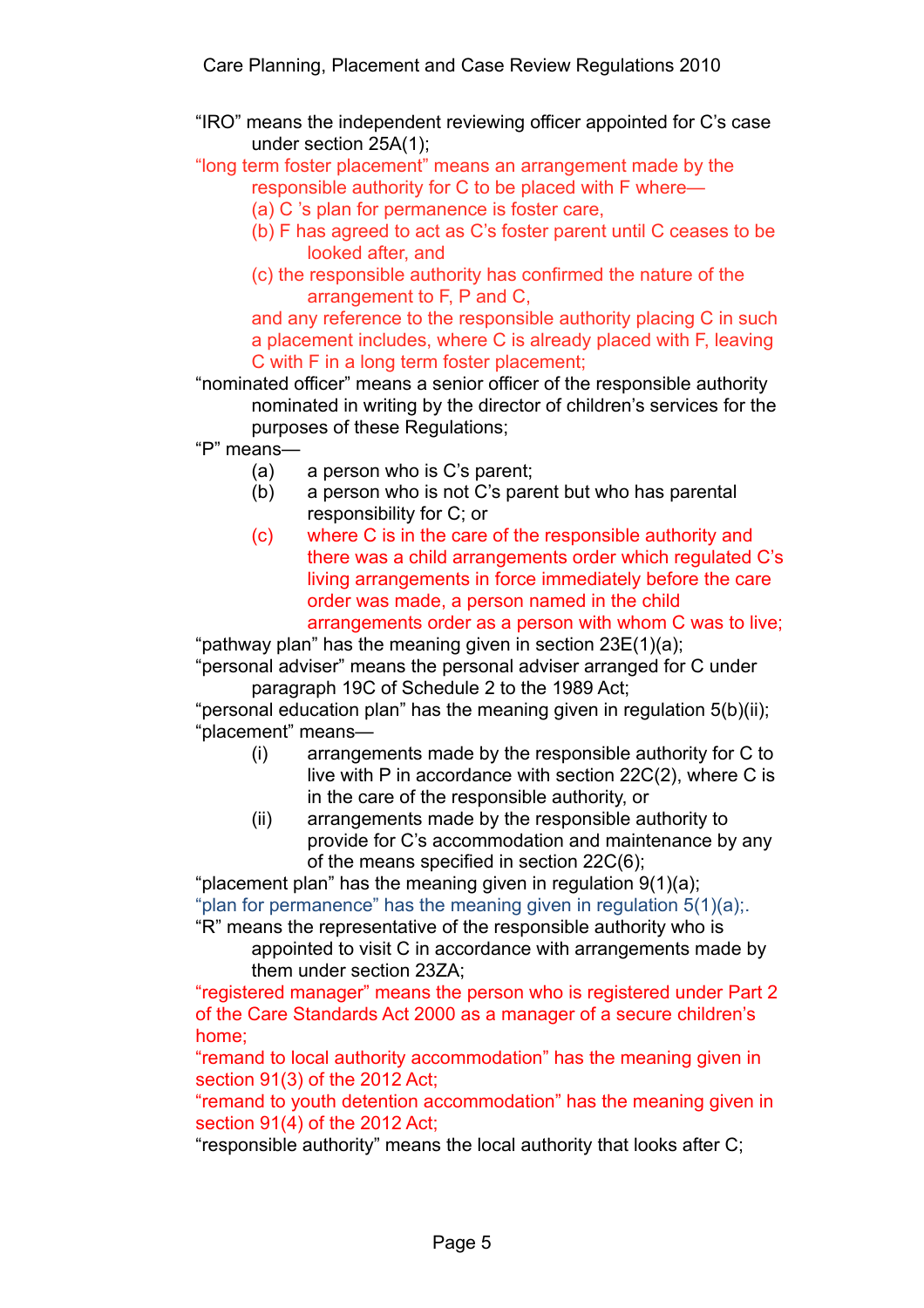"IRO" means the independent reviewing officer appointed for C's case under section 25A(1);

"long term foster placement" means an arrangement made by the responsible authority for C to be placed with F where—

(a) C 's plan for permanence is foster care,

(b) F has agreed to act as C's foster parent until C ceases to be looked after, and

(c) the responsible authority has confirmed the nature of the arrangement to F, P and C,

and any reference to the responsible authority placing C in such a placement includes, where C is already placed with F, leaving C with F in a long term foster placement;

"nominated officer" means a senior officer of the responsible authority nominated in writing by the director of children's services for the purposes of these Regulations;

"P" means—

(a) a person who is C's parent;

(b) a person who is not C's parent but who has parental responsibility for C; or

(c) where C is in the care of the responsible authority and there was a child arrangements order which regulated C's living arrangements in force immediately before the care order was made, a person named in the child arrangements order as a person with whom C was to live;

"pathway plan" has the meaning given in section 23E(1)(a);

"personal adviser" means the personal adviser arranged for C under paragraph 19C of Schedule 2 to the 1989 Act;

"personal education plan" has the meaning given in regulation 5(b)(ii);

"placement" means—

(i) arrangements made by the responsible authority for C to live with P in accordance with section 22C(2), where C is in the care of the responsible authority, or

(ii) arrangements made by the responsible authority to provide for C's accommodation and maintenance by any of the means specified in section 22C(6);

"placement plan" has the meaning given in regulation 9(1)(a);

"plan for permanence" has the meaning given in regulation 5(1)(a);.

"R" means the representative of the responsible authority who is appointed to visit C in accordance with arrangements made by them under section 23ZA;

"registered manager" means the person who is registered under Part 2 of the Care Standards Act 2000 as a manager of a secure children's home;

"remand to local authority accommodation" has the meaning given in section 91(3) of the 2012 Act;

"remand to youth detention accommodation" has the meaning given in section 91(4) of the 2012 Act;

"responsible authority" means the local authority that looks after C;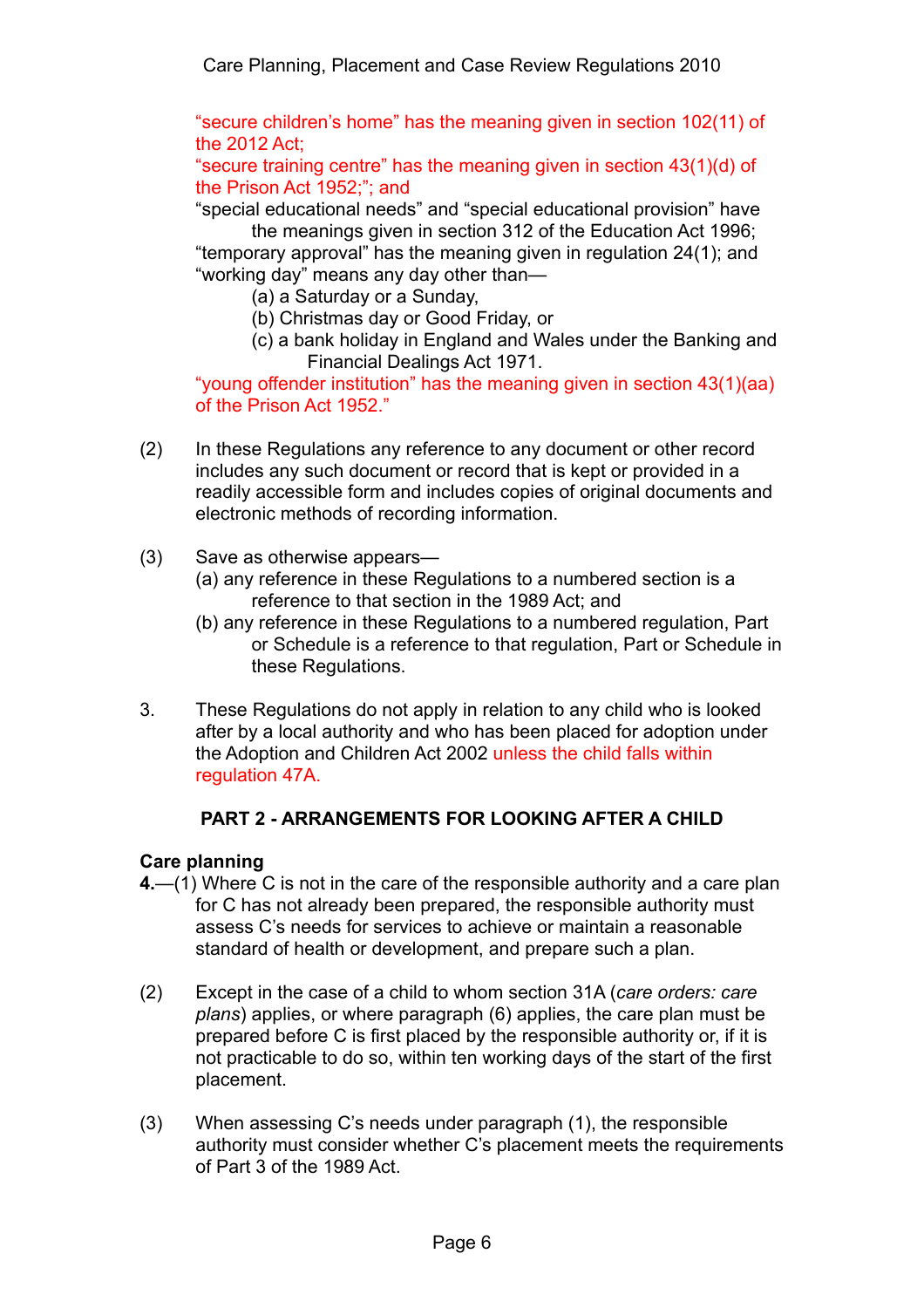"secure children's home" has the meaning given in section 102(11) of the 2012 Act;

"secure training centre" has the meaning given in section 43(1)(d) of the Prison Act 1952;"; and

"special educational needs" and "special educational provision" have the meanings given in section 312 of the Education Act 1996;

"temporary approval" has the meaning given in regulation 24(1); and

"working day" means any day other than—

(a) a Saturday or a Sunday,

(b) Christmas day or Good Friday, or

(c) a bank holiday in England and Wales under the Banking and Financial Dealings Act 1971.

"young offender institution" has the meaning given in section 43(1)(aa) of the Prison Act 1952."

(2) In these Regulations any reference to any document or other record includes any such document or record that is kept or provided in a readily accessible form and includes copies of original documents and electronic methods of recording information.

(3) Save as otherwise appears—

(a) any reference in these Regulations to a numbered section is a reference to that section in the 1989 Act; and

(b) any reference in these Regulations to a numbered regulation, Part or Schedule is a reference to that regulation, Part or Schedule in these Regulations.

3. These Regulations do not apply in relation to any child who is looked after by a local authority and who has been placed for adoption under the Adoption and Children Act 2002 unless the child falls within regulation 47A.

## PART 2 - ARRANGEMENTS FOR LOOKING AFTER A CHILD

### Care planning

**4.**—(1) Where C is not in the care of the responsible authority and a care plan for C has not already been prepared, the responsible authority must assess C's needs for services to achieve or maintain a reasonable standard of health or development, and prepare such a plan.

(2) Except in the case of a child to whom section 31A (*care orders: care plans*) applies, or where paragraph (6) applies, the care plan must be prepared before C is first placed by the responsible authority or, if it is not practicable to do so, within ten working days of the start of the first placement.

(3) When assessing C's needs under paragraph (1), the responsible authority must consider whether C's placement meets the requirements of Part 3 of the 1989 Act.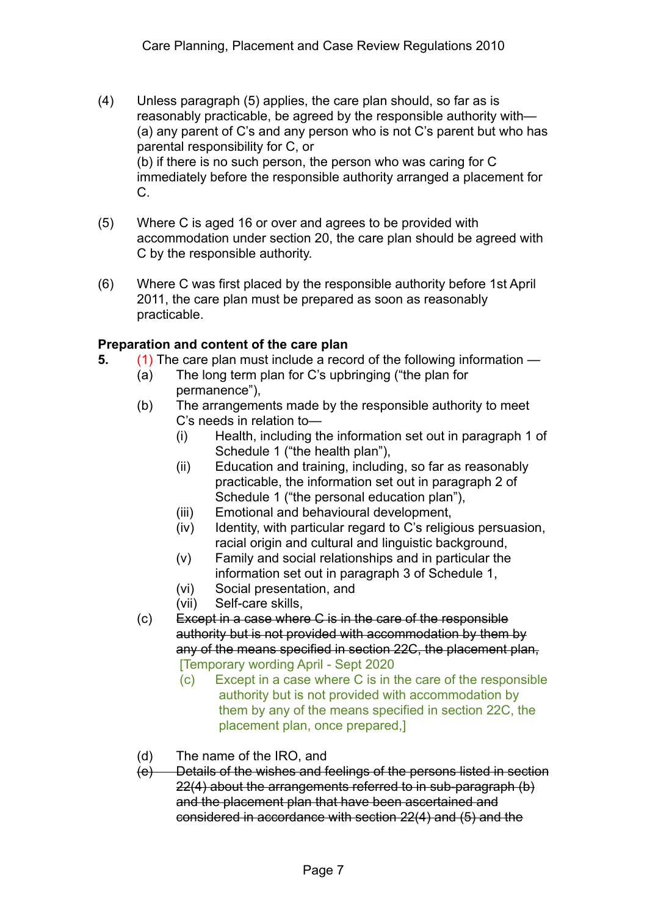(4) Unless paragraph (5) applies, the care plan should, so far as is reasonably practicable, be agreed by the responsible authority with—
(a) any parent of C's and any person who is not C's parent but who has parental responsibility for C, or
(b) if there is no such person, the person who was caring for C immediately before the responsible authority arranged a placement for C.

(5) Where C is aged 16 or over and agrees to be provided with accommodation under section 20, the care plan should be agreed with C by the responsible authority.

(6) Where C was first placed by the responsible authority before 1st April 2011, the care plan must be prepared as soon as reasonably practicable.

**Preparation and content of the care plan**

**5.** (1) The care plan must include a record of the following information —

- (a) The long term plan for C's upbringing ("the plan for permanence"),
- (b) The arrangements made by the responsible authority to meet C's needs in relation to—
  - (i) Health, including the information set out in paragraph 1 of Schedule 1 ("the health plan"),
  - (ii) Education and training, including, so far as reasonably practicable, the information set out in paragraph 2 of Schedule 1 ("the personal education plan"),
  - (iii) Emotional and behavioural development,
  - (iv) Identity, with particular regard to C's religious persuasion, racial origin and cultural and linguistic background,
  - (v) Family and social relationships and in particular the information set out in paragraph 3 of Schedule 1,
  - (vi) Social presentation, and
  - (vii) Self-care skills,
- (c) ~~Except in a case where C is in the care of the responsible authority but is not provided with accommodation by them by any of the means specified in section 22C, the placement plan,~~
  [Temporary wording April - Sept 2020
  (c) Except in a case where C is in the care of the responsible authority but is not provided with accommodation by them by any of the means specified in section 22C, the placement plan, once prepared,]
- (d) The name of the IRO, and
- ~~(e) Details of the wishes and feelings of the persons listed in section 22(4) about the arrangements referred to in sub-paragraph (b) and the placement plan that have been ascertained and considered in accordance with section 22(4) and (5) and the~~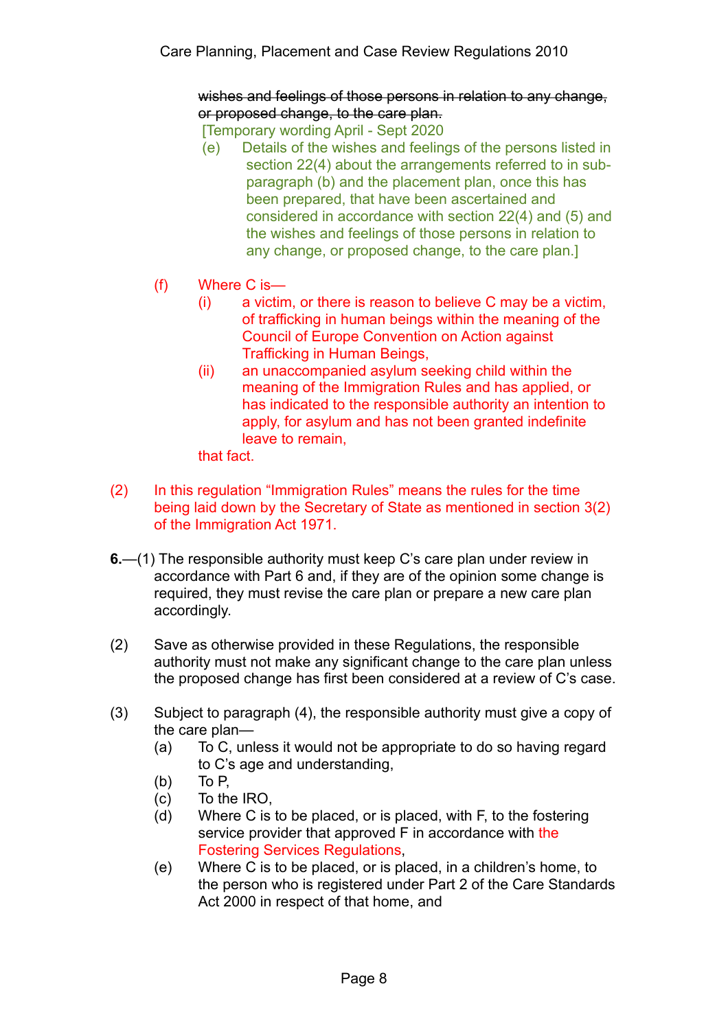~~wishes and feelings of those persons in relation to any change, or proposed change, to the care plan.~~

[Temporary wording April - Sept 2020

(e) Details of the wishes and feelings of the persons listed in section 22(4) about the arrangements referred to in sub-paragraph (b) and the placement plan, once this has been prepared, that have been ascertained and considered in accordance with section 22(4) and (5) and the wishes and feelings of those persons in relation to any change, or proposed change, to the care plan.]

(f) Where C is—

(i) a victim, or there is reason to believe C may be a victim, of trafficking in human beings within the meaning of the Council of Europe Convention on Action against Trafficking in Human Beings,

(ii) an unaccompanied asylum seeking child within the meaning of the Immigration Rules and has applied, or has indicated to the responsible authority an intention to apply, for asylum and has not been granted indefinite leave to remain,

that fact.

(2) In this regulation "Immigration Rules" means the rules for the time being laid down by the Secretary of State as mentioned in section 3(2) of the Immigration Act 1971.

**6.**—(1) The responsible authority must keep C's care plan under review in accordance with Part 6 and, if they are of the opinion some change is required, they must revise the care plan or prepare a new care plan accordingly.

(2) Save as otherwise provided in these Regulations, the responsible authority must not make any significant change to the care plan unless the proposed change has first been considered at a review of C's case.

(3) Subject to paragraph (4), the responsible authority must give a copy of the care plan—

(a) To C, unless it would not be appropriate to do so having regard to C's age and understanding,

(b) To P,

(c) To the IRO,

(d) Where C is to be placed, or is placed, with F, to the fostering service provider that approved F in accordance with the Fostering Services Regulations,

(e) Where C is to be placed, or is placed, in a children's home, to the person who is registered under Part 2 of the Care Standards Act 2000 in respect of that home, and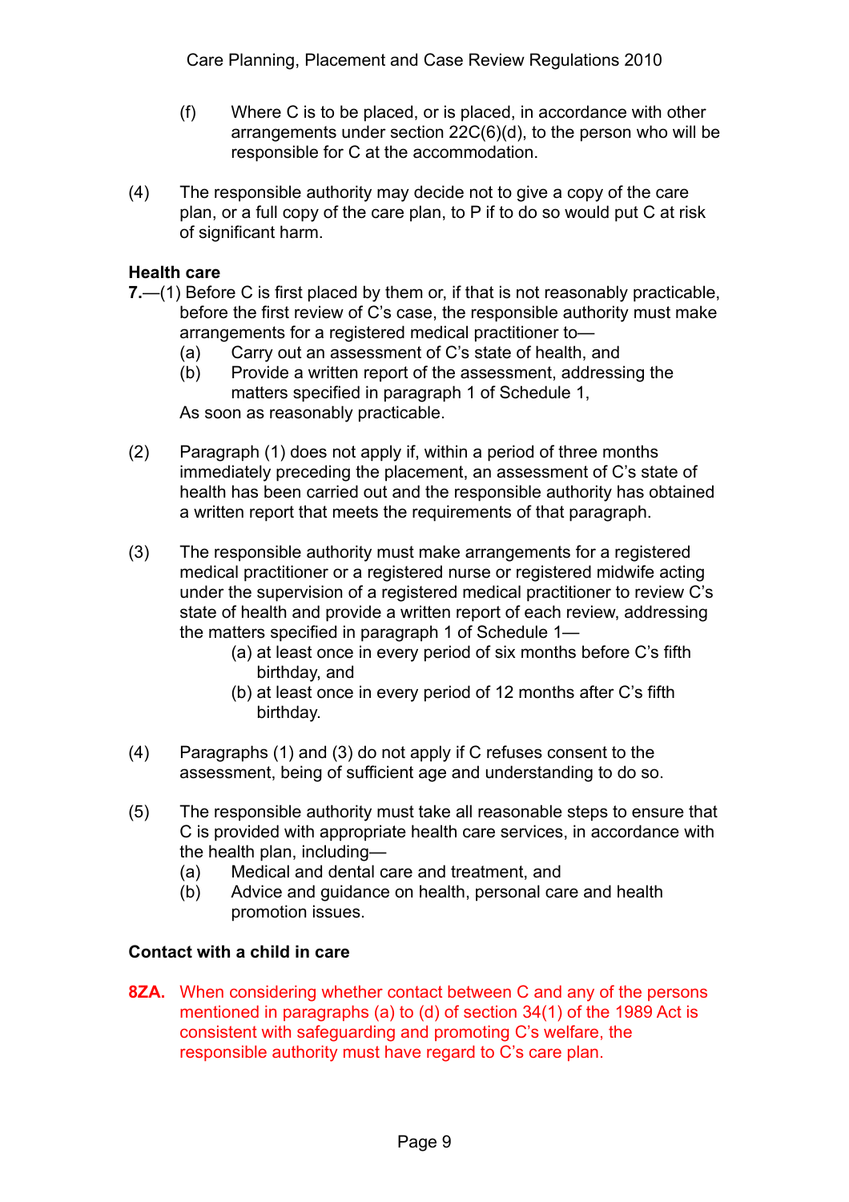(f) Where C is to be placed, or is placed, in accordance with other arrangements under section 22C(6)(d), to the person who will be responsible for C at the accommodation.

(4) The responsible authority may decide not to give a copy of the care plan, or a full copy of the care plan, to P if to do so would put C at risk of significant harm.

**Health care**

**7.**—(1) Before C is first placed by them or, if that is not reasonably practicable, before the first review of C's case, the responsible authority must make arrangements for a registered medical practitioner to—

(a) Carry out an assessment of C's state of health, and

(b) Provide a written report of the assessment, addressing the matters specified in paragraph 1 of Schedule 1,

As soon as reasonably practicable.

(2) Paragraph (1) does not apply if, within a period of three months immediately preceding the placement, an assessment of C's state of health has been carried out and the responsible authority has obtained a written report that meets the requirements of that paragraph.

(3) The responsible authority must make arrangements for a registered medical practitioner or a registered nurse or registered midwife acting under the supervision of a registered medical practitioner to review C's state of health and provide a written report of each review, addressing the matters specified in paragraph 1 of Schedule 1—

(a) at least once in every period of six months before C's fifth birthday, and

(b) at least once in every period of 12 months after C's fifth birthday.

(4) Paragraphs (1) and (3) do not apply if C refuses consent to the assessment, being of sufficient age and understanding to do so.

(5) The responsible authority must take all reasonable steps to ensure that C is provided with appropriate health care services, in accordance with the health plan, including—

(a) Medical and dental care and treatment, and

(b) Advice and guidance on health, personal care and health promotion issues.

**Contact with a child in care**

**8ZA.** When considering whether contact between C and any of the persons mentioned in paragraphs (a) to (d) of section 34(1) of the 1989 Act is consistent with safeguarding and promoting C's welfare, the responsible authority must have regard to C's care plan.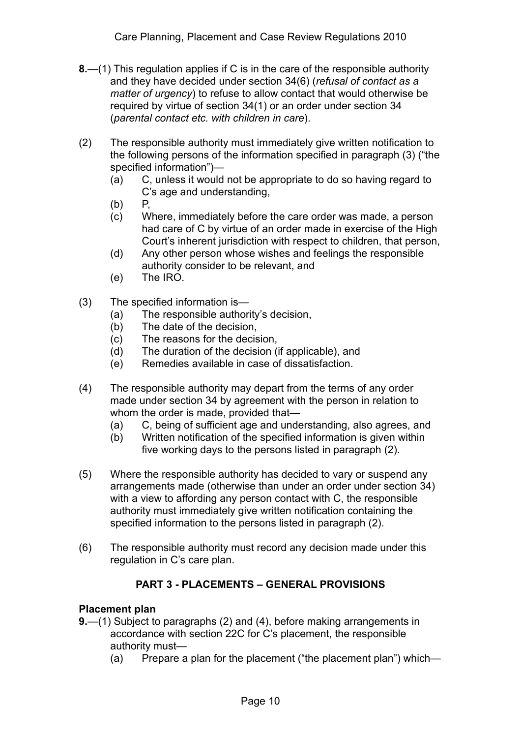**8.**—(1) This regulation applies if C is in the care of the responsible authority and they have decided under section 34(6) (*refusal of contact as a matter of urgency*) to refuse to allow contact that would otherwise be required by virtue of section 34(1) or an order under section 34 (*parental contact etc. with children in care*).

(2) The responsible authority must immediately give written notification to the following persons of the information specified in paragraph (3) ("the specified information")—

(a) C, unless it would not be appropriate to do so having regard to C's age and understanding,

(b) P,

(c) Where, immediately before the care order was made, a person had care of C by virtue of an order made in exercise of the High Court's inherent jurisdiction with respect to children, that person,

(d) Any other person whose wishes and feelings the responsible authority consider to be relevant, and

(e) The IRO.

(3) The specified information is—

(a) The responsible authority's decision,

(b) The date of the decision,

(c) The reasons for the decision,

(d) The duration of the decision (if applicable), and

(e) Remedies available in case of dissatisfaction.

(4) The responsible authority may depart from the terms of any order made under section 34 by agreement with the person in relation to whom the order is made, provided that—

(a) C, being of sufficient age and understanding, also agrees, and

(b) Written notification of the specified information is given within five working days to the persons listed in paragraph (2).

(5) Where the responsible authority has decided to vary or suspend any arrangements made (otherwise than under an order under section 34) with a view to affording any person contact with C, the responsible authority must immediately give written notification containing the specified information to the persons listed in paragraph (2).

(6) The responsible authority must record any decision made under this regulation in C's care plan.

## PART 3 - PLACEMENTS – GENERAL PROVISIONS

### Placement plan

**9.**—(1) Subject to paragraphs (2) and (4), before making arrangements in accordance with section 22C for C's placement, the responsible authority must—

(a) Prepare a plan for the placement ("the placement plan") which—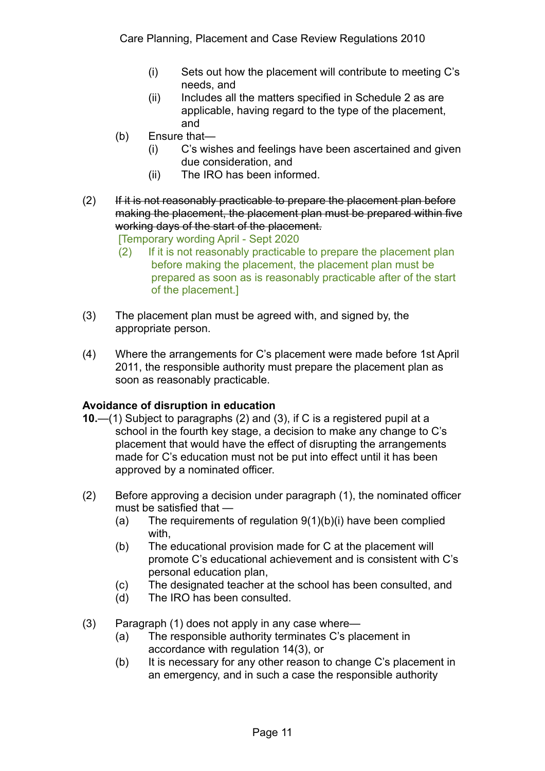(i) Sets out how the placement will contribute to meeting C's needs, and

(ii) Includes all the matters specified in Schedule 2 as are applicable, having regard to the type of the placement, and

(b) Ensure that—

(i) C's wishes and feelings have been ascertained and given due consideration, and

(ii) The IRO has been informed.

(2) ~~If it is not reasonably practicable to prepare the placement plan before making the placement, the placement plan must be prepared within five working days of the start of the placement.~~

[Temporary wording April - Sept 2020

(2) If it is not reasonably practicable to prepare the placement plan before making the placement, the placement plan must be prepared as soon as is reasonably practicable after of the start of the placement.]

(3) The placement plan must be agreed with, and signed by, the appropriate person.

(4) Where the arrangements for C's placement were made before 1st April 2011, the responsible authority must prepare the placement plan as soon as reasonably practicable.

**Avoidance of disruption in education**

**10.**—(1) Subject to paragraphs (2) and (3), if C is a registered pupil at a school in the fourth key stage, a decision to make any change to C's placement that would have the effect of disrupting the arrangements made for C's education must not be put into effect until it has been approved by a nominated officer.

(2) Before approving a decision under paragraph (1), the nominated officer must be satisfied that —

(a) The requirements of regulation 9(1)(b)(i) have been complied with,

(b) The educational provision made for C at the placement will promote C's educational achievement and is consistent with C's personal education plan,

(c) The designated teacher at the school has been consulted, and

(d) The IRO has been consulted.

(3) Paragraph (1) does not apply in any case where—

(a) The responsible authority terminates C's placement in accordance with regulation 14(3), or

(b) It is necessary for any other reason to change C's placement in an emergency, and in such a case the responsible authority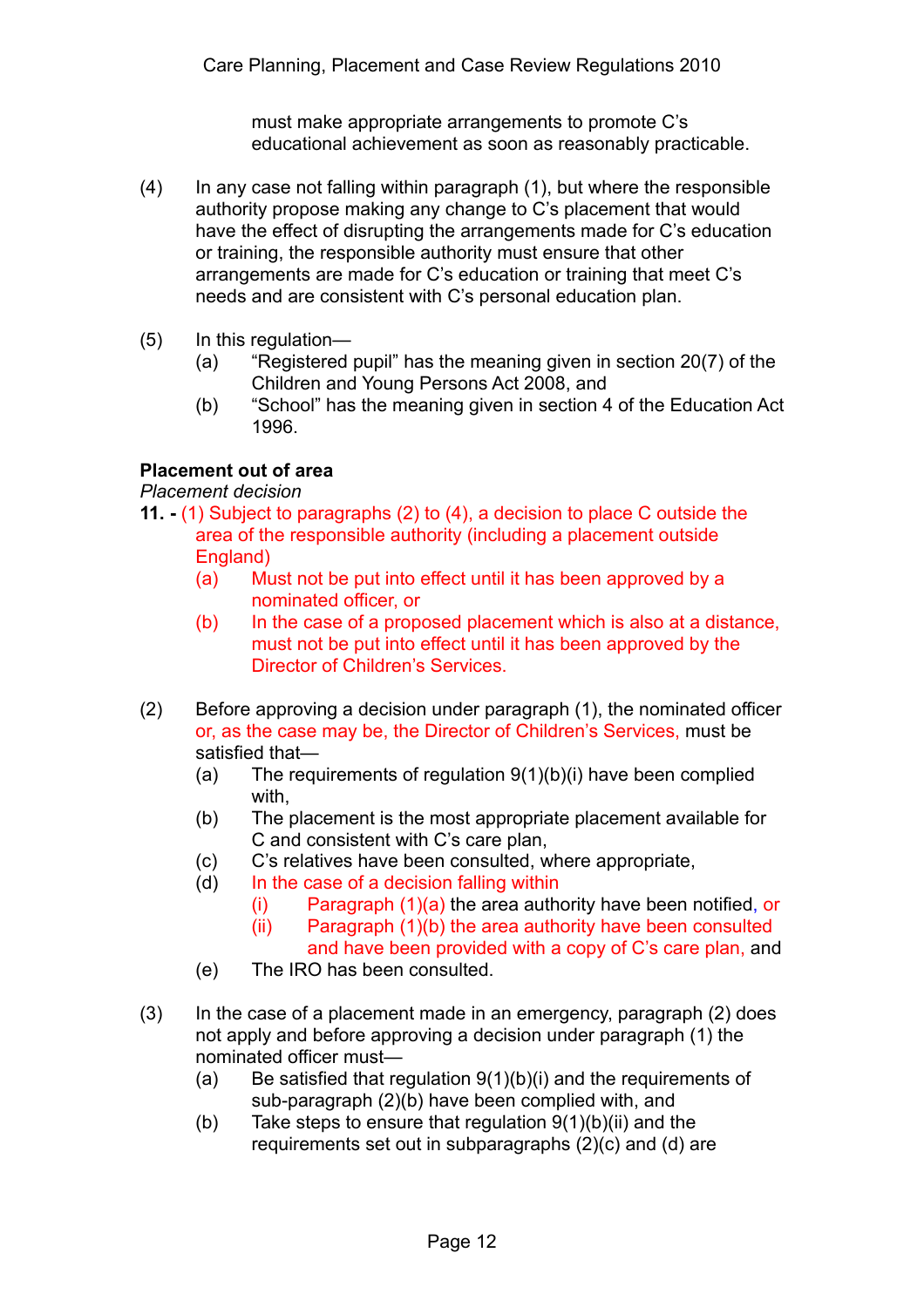must make appropriate arrangements to promote C's educational achievement as soon as reasonably practicable.

(4) In any case not falling within paragraph (1), but where the responsible authority propose making any change to C's placement that would have the effect of disrupting the arrangements made for C's education or training, the responsible authority must ensure that other arrangements are made for C's education or training that meet C's needs and are consistent with C's personal education plan.

(5) In this regulation—

(a) "Registered pupil" has the meaning given in section 20(7) of the Children and Young Persons Act 2008, and

(b) "School" has the meaning given in section 4 of the Education Act 1996.

**Placement out of area**

*Placement decision*

**11. -** (1) Subject to paragraphs (2) to (4), a decision to place C outside the area of the responsible authority (including a placement outside England)

(a) Must not be put into effect until it has been approved by a nominated officer, or

(b) In the case of a proposed placement which is also at a distance, must not be put into effect until it has been approved by the Director of Children's Services.

(2) Before approving a decision under paragraph (1), the nominated officer or, as the case may be, the Director of Children's Services, must be satisfied that—

(a) The requirements of regulation 9(1)(b)(i) have been complied with,

(b) The placement is the most appropriate placement available for C and consistent with C's care plan,

(c) C's relatives have been consulted, where appropriate,

(d) In the case of a decision falling within

(i) Paragraph (1)(a) the area authority have been notified, or

(ii) Paragraph (1)(b) the area authority have been consulted and have been provided with a copy of C's care plan, and

(e) The IRO has been consulted.

(3) In the case of a placement made in an emergency, paragraph (2) does not apply and before approving a decision under paragraph (1) the nominated officer must—

(a) Be satisfied that regulation 9(1)(b)(i) and the requirements of sub-paragraph (2)(b) have been complied with, and

(b) Take steps to ensure that regulation 9(1)(b)(ii) and the requirements set out in subparagraphs (2)(c) and (d) are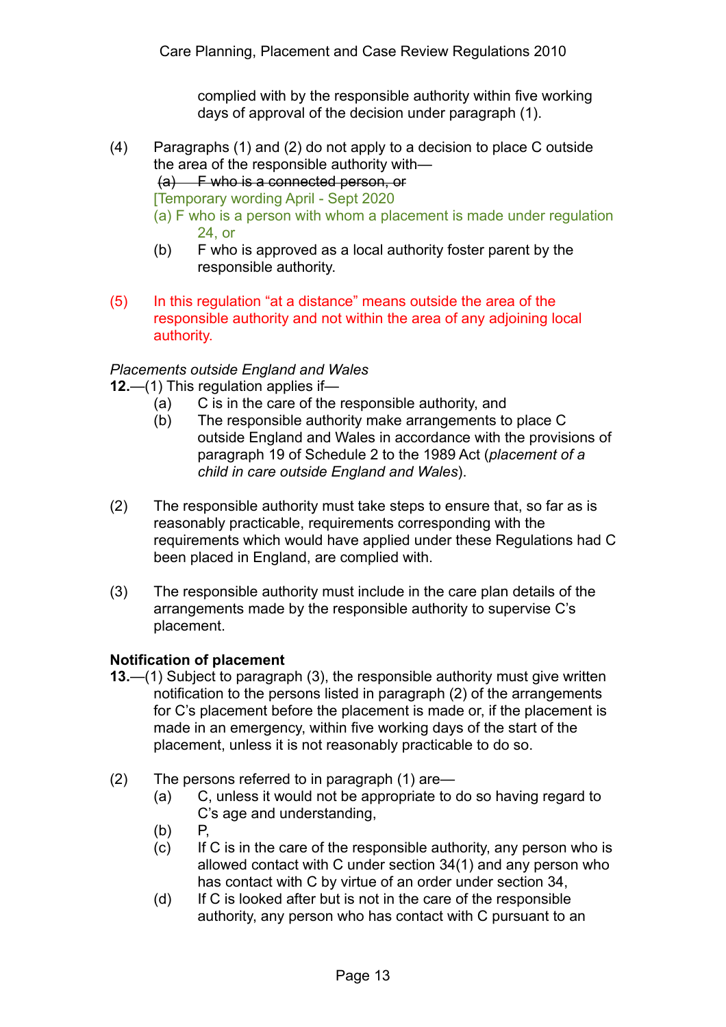complied with by the responsible authority within five working days of approval of the decision under paragraph (1).

(4) Paragraphs (1) and (2) do not apply to a decision to place C outside the area of the responsible authority with—

~~(a) F who is a connected person, or~~

[Temporary wording April - Sept 2020

(a) F who is a person with whom a placement is made under regulation 24, or

(b) F who is approved as a local authority foster parent by the responsible authority.

(5) In this regulation "at a distance" means outside the area of the responsible authority and not within the area of any adjoining local authority.

*Placements outside England and Wales*

**12.**—(1) This regulation applies if—

(a) C is in the care of the responsible authority, and

(b) The responsible authority make arrangements to place C outside England and Wales in accordance with the provisions of paragraph 19 of Schedule 2 to the 1989 Act (*placement of a child in care outside England and Wales*).

(2) The responsible authority must take steps to ensure that, so far as is reasonably practicable, requirements corresponding with the requirements which would have applied under these Regulations had C been placed in England, are complied with.

(3) The responsible authority must include in the care plan details of the arrangements made by the responsible authority to supervise C's placement.

**Notification of placement**

**13.**—(1) Subject to paragraph (3), the responsible authority must give written notification to the persons listed in paragraph (2) of the arrangements for C's placement before the placement is made or, if the placement is made in an emergency, within five working days of the start of the placement, unless it is not reasonably practicable to do so.

(2) The persons referred to in paragraph (1) are—

(a) C, unless it would not be appropriate to do so having regard to C's age and understanding,

(b) P,

(c) If C is in the care of the responsible authority, any person who is allowed contact with C under section 34(1) and any person who has contact with C by virtue of an order under section 34,

(d) If C is looked after but is not in the care of the responsible authority, any person who has contact with C pursuant to an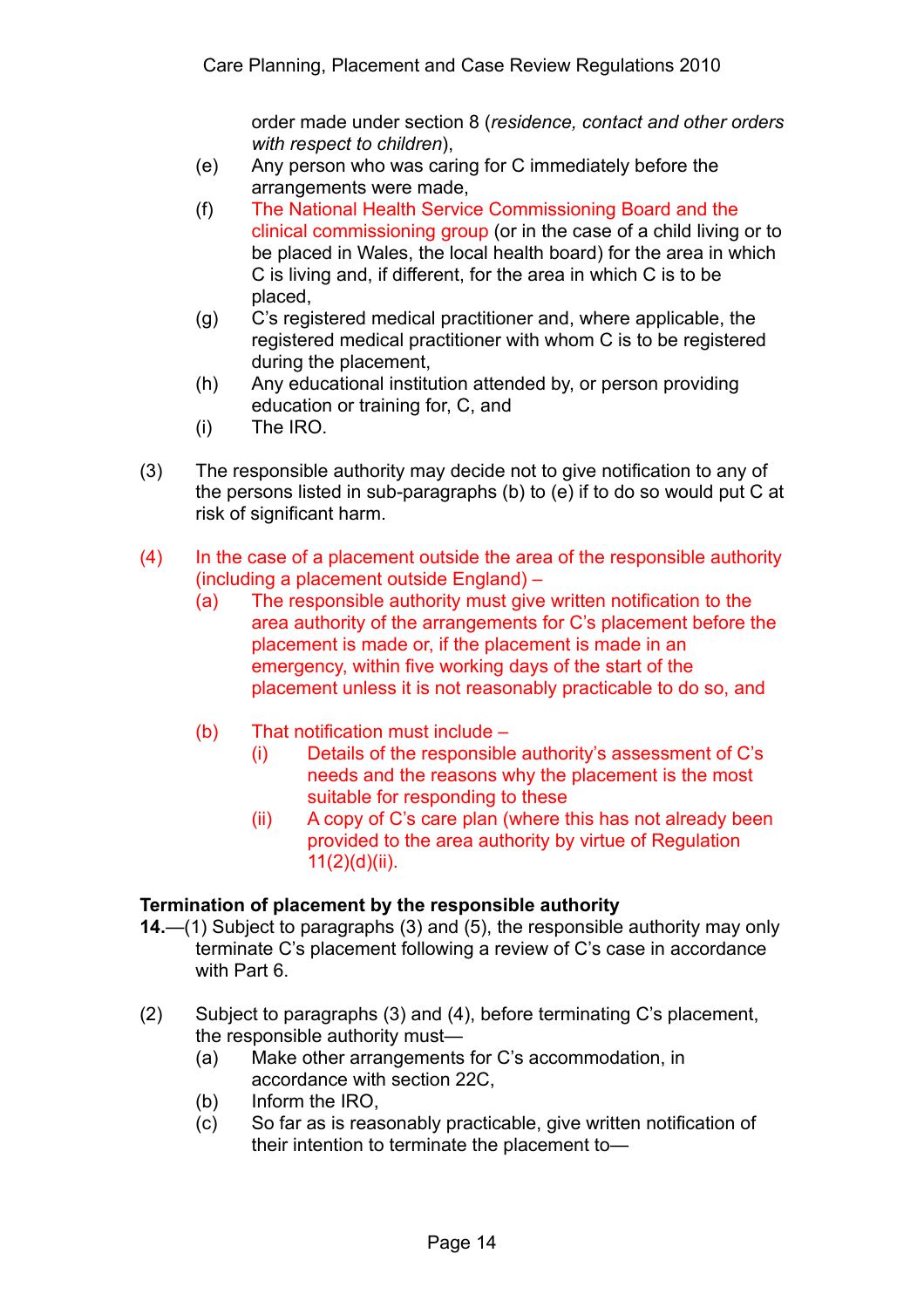order made under section 8 (*residence, contact and other orders with respect to children*),

(e) Any person who was caring for C immediately before the arrangements were made,

(f) The National Health Service Commissioning Board and the clinical commissioning group (or in the case of a child living or to be placed in Wales, the local health board) for the area in which C is living and, if different, for the area in which C is to be placed,

(g) C's registered medical practitioner and, where applicable, the registered medical practitioner with whom C is to be registered during the placement,

(h) Any educational institution attended by, or person providing education or training for, C, and

(i) The IRO.

(3) The responsible authority may decide not to give notification to any of the persons listed in sub-paragraphs (b) to (e) if to do so would put C at risk of significant harm.

(4) In the case of a placement outside the area of the responsible authority (including a placement outside England) –

(a) The responsible authority must give written notification to the area authority of the arrangements for C's placement before the placement is made or, if the placement is made in an emergency, within five working days of the start of the placement unless it is not reasonably practicable to do so, and

(b) That notification must include –

(i) Details of the responsible authority's assessment of C's needs and the reasons why the placement is the most suitable for responding to these

(ii) A copy of C's care plan (where this has not already been provided to the area authority by virtue of Regulation 11(2)(d)(ii).

**Termination of placement by the responsible authority**

**14.**—(1) Subject to paragraphs (3) and (5), the responsible authority may only terminate C's placement following a review of C's case in accordance with Part 6.

(2) Subject to paragraphs (3) and (4), before terminating C's placement, the responsible authority must—

(a) Make other arrangements for C's accommodation, in accordance with section 22C,

(b) Inform the IRO,

(c) So far as is reasonably practicable, give written notification of their intention to terminate the placement to—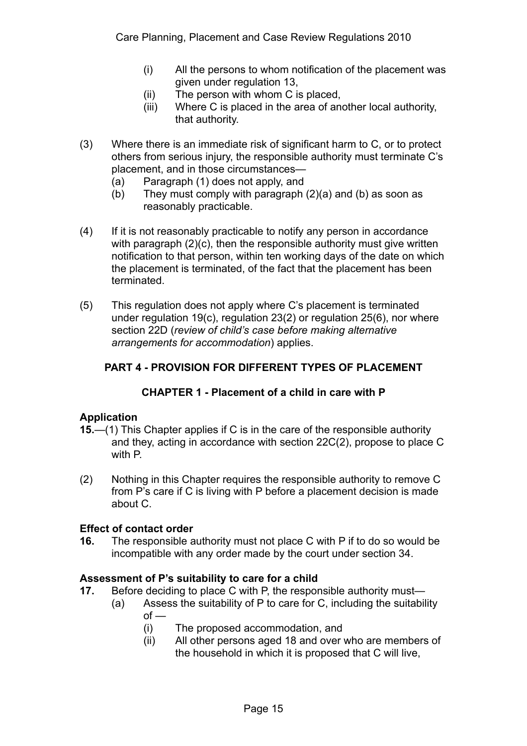(i) All the persons to whom notification of the placement was given under regulation 13,
(ii) The person with whom C is placed,
(iii) Where C is placed in the area of another local authority, that authority.

(3) Where there is an immediate risk of significant harm to C, or to protect others from serious injury, the responsible authority must terminate C's placement, and in those circumstances—
  (a) Paragraph (1) does not apply, and
  (b) They must comply with paragraph (2)(a) and (b) as soon as reasonably practicable.

(4) If it is not reasonably practicable to notify any person in accordance with paragraph (2)(c), then the responsible authority must give written notification to that person, within ten working days of the date on which the placement is terminated, of the fact that the placement has been terminated.

(5) This regulation does not apply where C's placement is terminated under regulation 19(c), regulation 23(2) or regulation 25(6), nor where section 22D (*review of child's case before making alternative arrangements for accommodation*) applies.

## PART 4 - PROVISION FOR DIFFERENT TYPES OF PLACEMENT

### CHAPTER 1 - Placement of a child in care with P

**Application**

**15.**—(1) This Chapter applies if C is in the care of the responsible authority and they, acting in accordance with section 22C(2), propose to place C with P.

(2) Nothing in this Chapter requires the responsible authority to remove C from P's care if C is living with P before a placement decision is made about C.

**Effect of contact order**

**16.** The responsible authority must not place C with P if to do so would be incompatible with any order made by the court under section 34.

**Assessment of P's suitability to care for a child**

**17.** Before deciding to place C with P, the responsible authority must—
  (a) Assess the suitability of P to care for C, including the suitability of —
    (i) The proposed accommodation, and
    (ii) All other persons aged 18 and over who are members of the household in which it is proposed that C will live,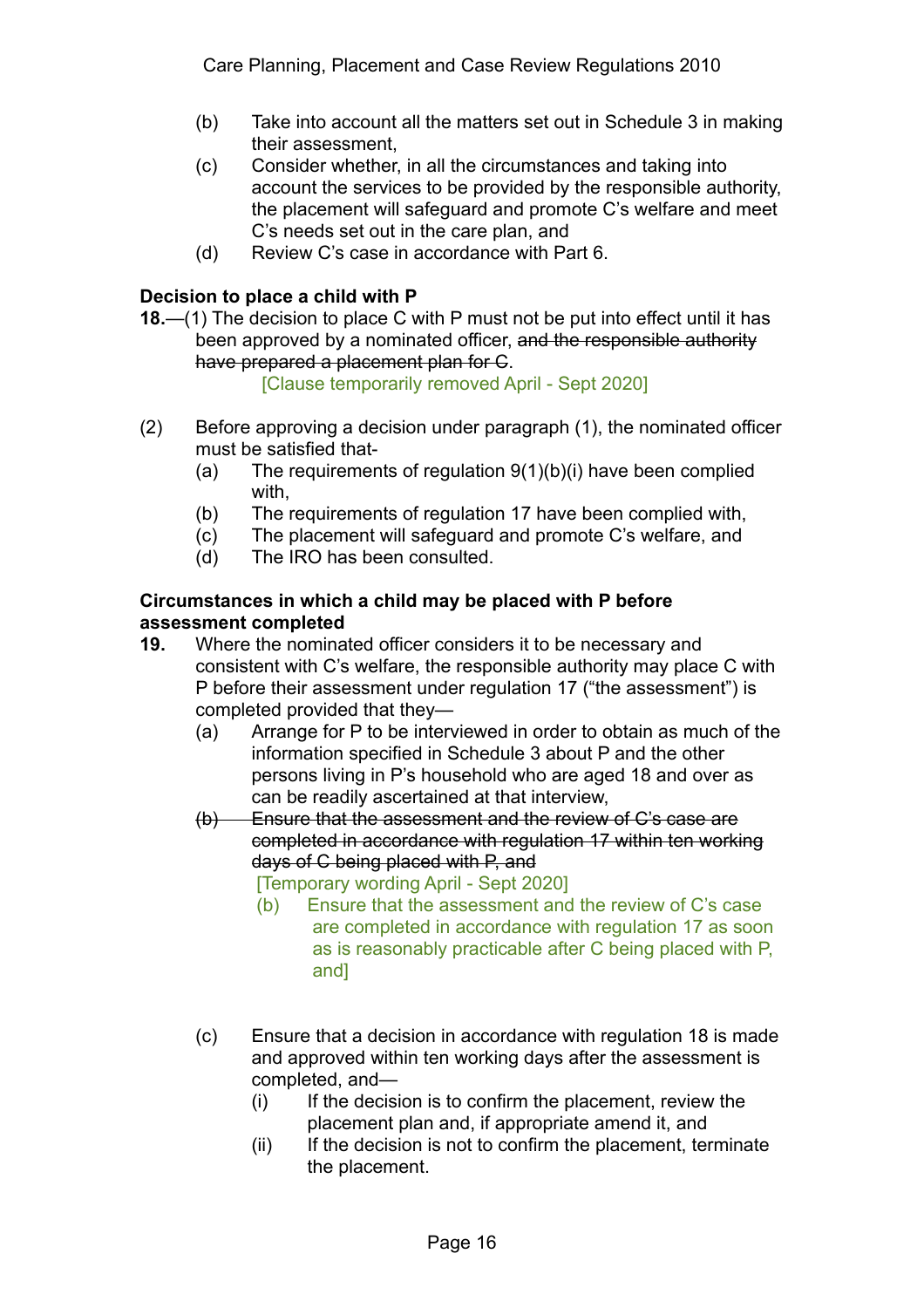(b) Take into account all the matters set out in Schedule 3 in making their assessment,

(c) Consider whether, in all the circumstances and taking into account the services to be provided by the responsible authority, the placement will safeguard and promote C's welfare and meet C's needs set out in the care plan, and

(d) Review C's case in accordance with Part 6.

**Decision to place a child with P**

**18.**—(1) The decision to place C with P must not be put into effect until it has been approved by a nominated officer, ~~and the responsible authority have prepared a placement plan for C~~.

[Clause temporarily removed April - Sept 2020]

(2) Before approving a decision under paragraph (1), the nominated officer must be satisfied that-

(a) The requirements of regulation 9(1)(b)(i) have been complied with,

(b) The requirements of regulation 17 have been complied with,

(c) The placement will safeguard and promote C's welfare, and

(d) The IRO has been consulted.

**Circumstances in which a child may be placed with P before assessment completed**

**19.** Where the nominated officer considers it to be necessary and consistent with C's welfare, the responsible authority may place C with P before their assessment under regulation 17 ("the assessment") is completed provided that they—

(a) Arrange for P to be interviewed in order to obtain as much of the information specified in Schedule 3 about P and the other persons living in P's household who are aged 18 and over as can be readily ascertained at that interview,

~~(b) Ensure that the assessment and the review of C's case are completed in accordance with regulation 17 within ten working days of C being placed with P, and~~

[Temporary wording April - Sept 2020]

(b) Ensure that the assessment and the review of C's case are completed in accordance with regulation 17 as soon as is reasonably practicable after C being placed with P, and]

(c) Ensure that a decision in accordance with regulation 18 is made and approved within ten working days after the assessment is completed, and—

(i) If the decision is to confirm the placement, review the placement plan and, if appropriate amend it, and

(ii) If the decision is not to confirm the placement, terminate the placement.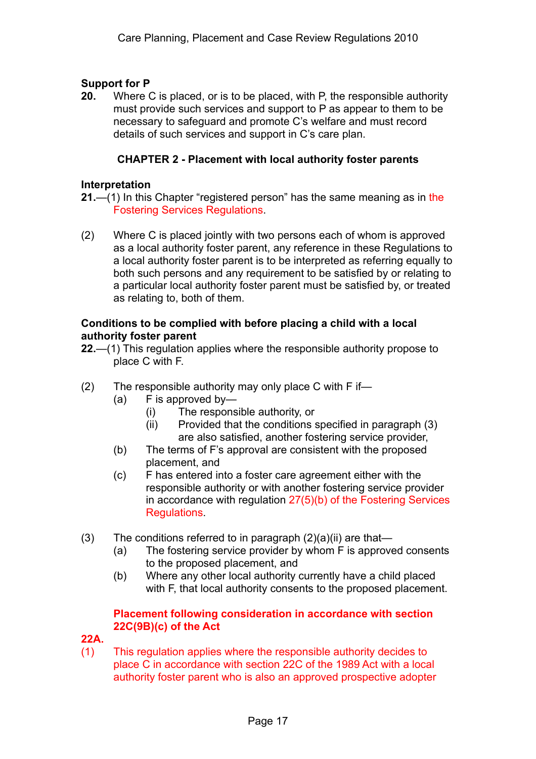**Support for P**

**20.** Where C is placed, or is to be placed, with P, the responsible authority must provide such services and support to P as appear to them to be necessary to safeguard and promote C's welfare and must record details of such services and support in C's care plan.

## CHAPTER 2 - Placement with local authority foster parents

**Interpretation**

**21.**—(1) In this Chapter "registered person" has the same meaning as in the Fostering Services Regulations.

(2) Where C is placed jointly with two persons each of whom is approved as a local authority foster parent, any reference in these Regulations to a local authority foster parent is to be interpreted as referring equally to both such persons and any requirement to be satisfied by or relating to a particular local authority foster parent must be satisfied by, or treated as relating to, both of them.

**Conditions to be complied with before placing a child with a local authority foster parent**

**22.**—(1) This regulation applies where the responsible authority propose to place C with F.

(2) The responsible authority may only place C with F if—

  (a) F is approved by—
    (i) The responsible authority, or
    (ii) Provided that the conditions specified in paragraph (3) are also satisfied, another fostering service provider,
  (b) The terms of F's approval are consistent with the proposed placement, and
  (c) F has entered into a foster care agreement either with the responsible authority or with another fostering service provider in accordance with regulation 27(5)(b) of the Fostering Services Regulations.

(3) The conditions referred to in paragraph (2)(a)(ii) are that—

  (a) The fostering service provider by whom F is approved consents to the proposed placement, and
  (b) Where any other local authority currently have a child placed with F, that local authority consents to the proposed placement.

**Placement following consideration in accordance with section 22C(9B)(c) of the Act**

**22A.**

(1) This regulation applies where the responsible authority decides to place C in accordance with section 22C of the 1989 Act with a local authority foster parent who is also an approved prospective adopter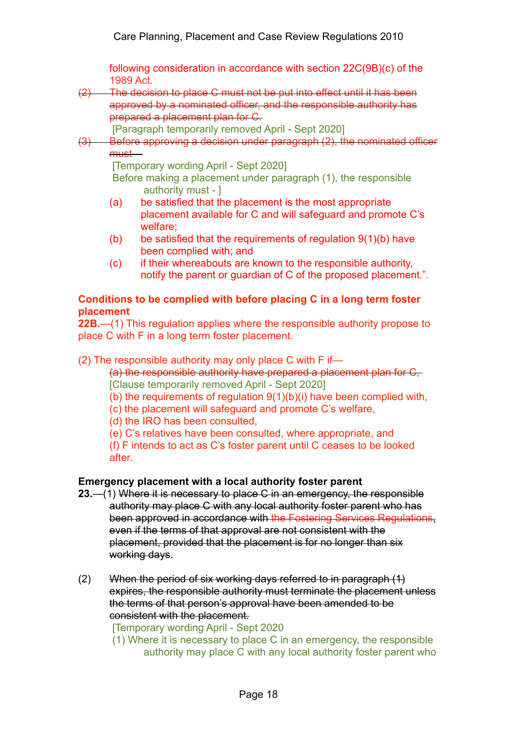following consideration in accordance with section 22C(9B)(c) of the 1989 Act.

~~(2) The decision to place C must not be put into effect until it has been approved by a nominated officer, and the responsible authority has prepared a placement plan for C.~~

[Paragraph temporarily removed April - Sept 2020]

~~(3) Before approving a decision under paragraph (2), the nominated officer must—~~

[Temporary wording April - Sept 2020]

Before making a placement under paragraph (1), the responsible authority must - ]

(a) be satisfied that the placement is the most appropriate placement available for C and will safeguard and promote C's welfare;

(b) be satisfied that the requirements of regulation 9(1)(b) have been complied with; and

(c) if their whereabouts are known to the responsible authority, notify the parent or guardian of C of the proposed placement.".

**Conditions to be complied with before placing C in a long term foster placement**

**22B.**—(1) This regulation applies where the responsible authority propose to place C with F in a long term foster placement.

(2) The responsible authority may only place C with F if—

~~(a) the responsible authority have prepared a placement plan for C,~~

[Clause temporarily removed April - Sept 2020]

(b) the requirements of regulation 9(1)(b)(i) have been complied with,

(c) the placement will safeguard and promote C's welfare,

(d) the IRO has been consulted,

(e) C's relatives have been consulted, where appropriate, and

(f) F intends to act as C's foster parent until C ceases to be looked after.

**Emergency placement with a local authority foster parent**

**23.**—(1) ~~Where it is necessary to place C in an emergency, the responsible authority may place C with any local authority foster parent who has been approved in accordance with the Fostering Services Regulations, even if the terms of that approval are not consistent with the placement, provided that the placement is for no longer than six working days.~~

(2) ~~When the period of six working days referred to in paragraph (1) expires, the responsible authority must terminate the placement unless the terms of that person's approval have been amended to be consistent with the placement.~~

[Temporary wording April - Sept 2020

(1) Where it is necessary to place C in an emergency, the responsible authority may place C with any local authority foster parent who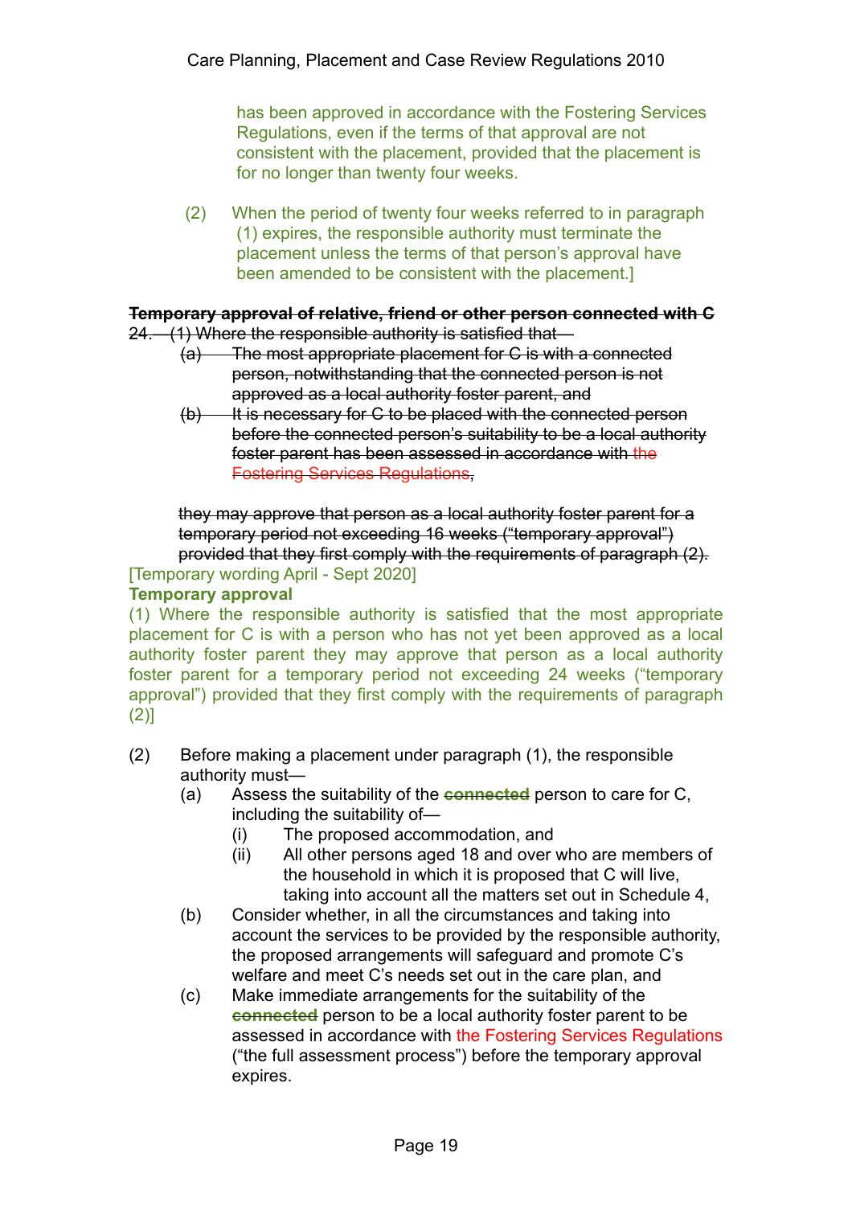has been approved in accordance with the Fostering Services Regulations, even if the terms of that approval are not consistent with the placement, provided that the placement is for no longer than twenty four weeks.

(2) When the period of twenty four weeks referred to in paragraph (1) expires, the responsible authority must terminate the placement unless the terms of that person's approval have been amended to be consistent with the placement.]

~~**Temporary approval of relative, friend or other person connected with C**~~

~~24.—(1) Where the responsible authority is satisfied that—~~

~~(a) The most appropriate placement for C is with a connected person, notwithstanding that the connected person is not approved as a local authority foster parent, and~~

~~(b) It is necessary for C to be placed with the connected person before the connected person's suitability to be a local authority foster parent has been assessed in accordance with the Fostering Services Regulations,~~

~~they may approve that person as a local authority foster parent for a temporary period not exceeding 16 weeks ("temporary approval") provided that they first comply with the requirements of paragraph (2).~~

[Temporary wording April - Sept 2020]

**Temporary approval**

(1) Where the responsible authority is satisfied that the most appropriate placement for C is with a person who has not yet been approved as a local authority foster parent they may approve that person as a local authority foster parent for a temporary period not exceeding 24 weeks ("temporary approval") provided that they first comply with the requirements of paragraph (2)]

(2) Before making a placement under paragraph (1), the responsible authority must—

(a) Assess the suitability of the ~~**connected**~~ person to care for C, including the suitability of—

(i) The proposed accommodation, and

(ii) All other persons aged 18 and over who are members of the household in which it is proposed that C will live, taking into account all the matters set out in Schedule 4,

(b) Consider whether, in all the circumstances and taking into account the services to be provided by the responsible authority, the proposed arrangements will safeguard and promote C's welfare and meet C's needs set out in the care plan, and

(c) Make immediate arrangements for the suitability of the ~~**connected**~~ person to be a local authority foster parent to be assessed in accordance with the Fostering Services Regulations ("the full assessment process") before the temporary approval expires.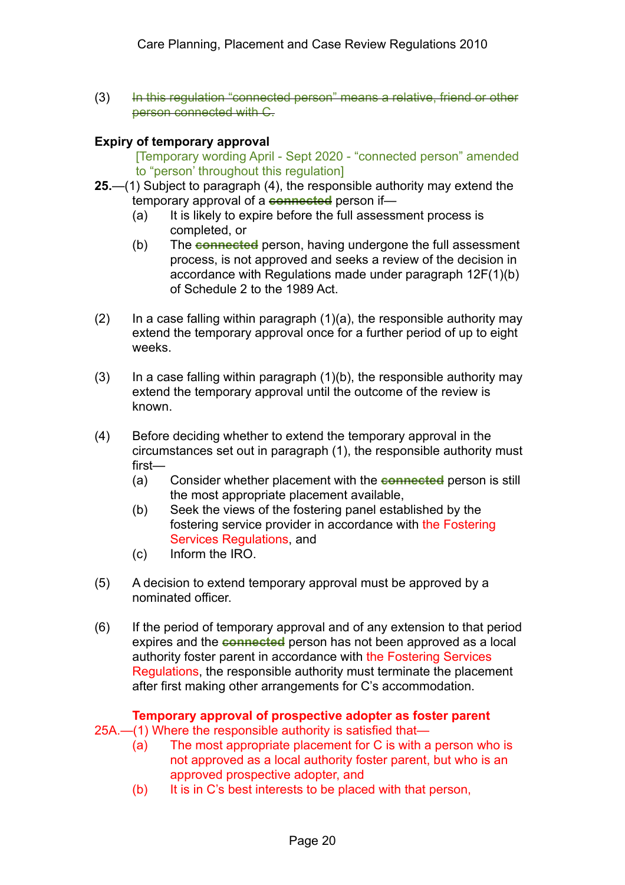(3) ~~In this regulation "connected person" means a relative, friend or other person connected with C.~~

**Expiry of temporary approval**

[Temporary wording April - Sept 2020 - "connected person" amended to "person' throughout this regulation]

**25.**—(1) Subject to paragraph (4), the responsible authority may extend the temporary approval of a ~~connected~~ person if—

(a) It is likely to expire before the full assessment process is completed, or

(b) The ~~connected~~ person, having undergone the full assessment process, is not approved and seeks a review of the decision in accordance with Regulations made under paragraph 12F(1)(b) of Schedule 2 to the 1989 Act.

(2) In a case falling within paragraph (1)(a), the responsible authority may extend the temporary approval once for a further period of up to eight weeks.

(3) In a case falling within paragraph (1)(b), the responsible authority may extend the temporary approval until the outcome of the review is known.

(4) Before deciding whether to extend the temporary approval in the circumstances set out in paragraph (1), the responsible authority must first—

(a) Consider whether placement with the ~~connected~~ person is still the most appropriate placement available,

(b) Seek the views of the fostering panel established by the fostering service provider in accordance with the Fostering Services Regulations, and

(c) Inform the IRO.

(5) A decision to extend temporary approval must be approved by a nominated officer.

(6) If the period of temporary approval and of any extension to that period expires and the ~~connected~~ person has not been approved as a local authority foster parent in accordance with the Fostering Services Regulations, the responsible authority must terminate the placement after first making other arrangements for C's accommodation.

**Temporary approval of prospective adopter as foster parent**

25A.—(1) Where the responsible authority is satisfied that—

(a) The most appropriate placement for C is with a person who is not approved as a local authority foster parent, but who is an approved prospective adopter, and

(b) It is in C's best interests to be placed with that person,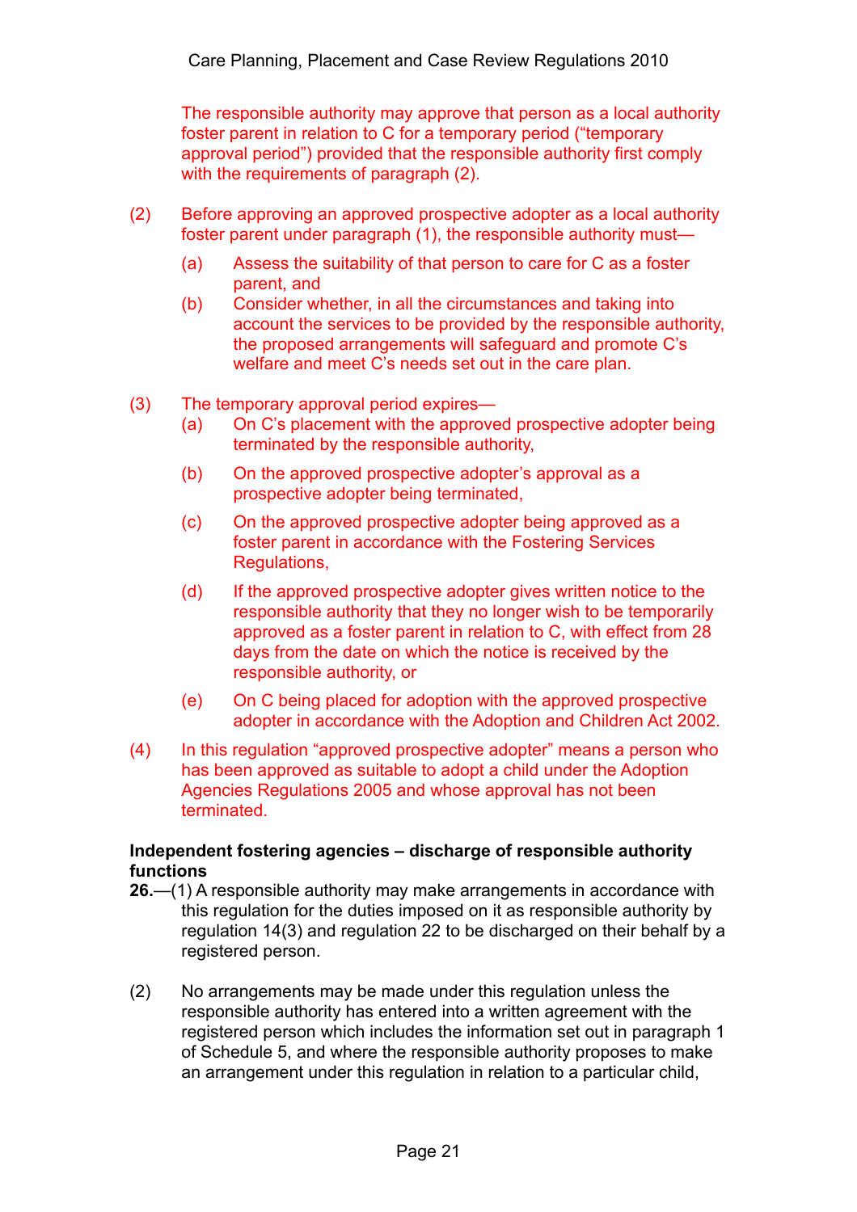The responsible authority may approve that person as a local authority foster parent in relation to C for a temporary period ("temporary approval period") provided that the responsible authority first comply with the requirements of paragraph (2).

(2) Before approving an approved prospective adopter as a local authority foster parent under paragraph (1), the responsible authority must—

(a) Assess the suitability of that person to care for C as a foster parent, and

(b) Consider whether, in all the circumstances and taking into account the services to be provided by the responsible authority, the proposed arrangements will safeguard and promote C's welfare and meet C's needs set out in the care plan.

(3) The temporary approval period expires—

(a) On C's placement with the approved prospective adopter being terminated by the responsible authority,

(b) On the approved prospective adopter's approval as a prospective adopter being terminated,

(c) On the approved prospective adopter being approved as a foster parent in accordance with the Fostering Services Regulations,

(d) If the approved prospective adopter gives written notice to the responsible authority that they no longer wish to be temporarily approved as a foster parent in relation to C, with effect from 28 days from the date on which the notice is received by the responsible authority, or

(e) On C being placed for adoption with the approved prospective adopter in accordance with the Adoption and Children Act 2002.

(4) In this regulation "approved prospective adopter" means a person who has been approved as suitable to adopt a child under the Adoption Agencies Regulations 2005 and whose approval has not been terminated.

**Independent fostering agencies – discharge of responsible authority functions**

**26.**—(1) A responsible authority may make arrangements in accordance with this regulation for the duties imposed on it as responsible authority by regulation 14(3) and regulation 22 to be discharged on their behalf by a registered person.

(2) No arrangements may be made under this regulation unless the responsible authority has entered into a written agreement with the registered person which includes the information set out in paragraph 1 of Schedule 5, and where the responsible authority proposes to make an arrangement under this regulation in relation to a particular child,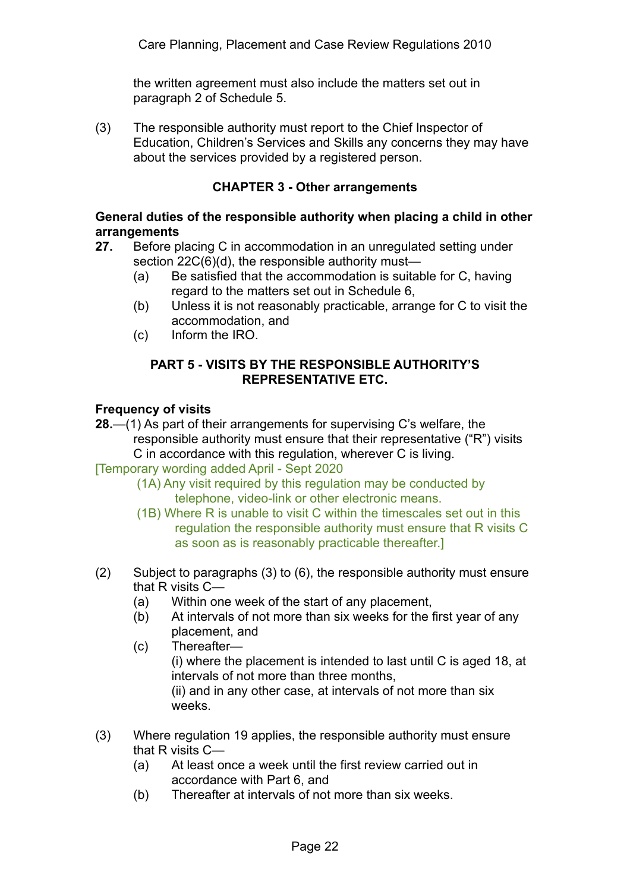the written agreement must also include the matters set out in paragraph 2 of Schedule 5.

(3) The responsible authority must report to the Chief Inspector of Education, Children's Services and Skills any concerns they may have about the services provided by a registered person.

### CHAPTER 3 - Other arrangements

**General duties of the responsible authority when placing a child in other arrangements**

**27.** Before placing C in accommodation in an unregulated setting under section 22C(6)(d), the responsible authority must—

(a) Be satisfied that the accommodation is suitable for C, having regard to the matters set out in Schedule 6,

(b) Unless it is not reasonably practicable, arrange for C to visit the accommodation, and

(c) Inform the IRO.

## PART 5 - VISITS BY THE RESPONSIBLE AUTHORITY'S REPRESENTATIVE ETC.

**Frequency of visits**

**28.**—(1) As part of their arrangements for supervising C's welfare, the responsible authority must ensure that their representative ("R") visits C in accordance with this regulation, wherever C is living.

[Temporary wording added April - Sept 2020

(1A) Any visit required by this regulation may be conducted by telephone, video-link or other electronic means.

(1B) Where R is unable to visit C within the timescales set out in this regulation the responsible authority must ensure that R visits C as soon as is reasonably practicable thereafter.]

(2) Subject to paragraphs (3) to (6), the responsible authority must ensure that R visits C—

(a) Within one week of the start of any placement,

(b) At intervals of not more than six weeks for the first year of any placement, and

(c) Thereafter—
(i) where the placement is intended to last until C is aged 18, at intervals of not more than three months,
(ii) and in any other case, at intervals of not more than six weeks.

(3) Where regulation 19 applies, the responsible authority must ensure that R visits C—

(a) At least once a week until the first review carried out in accordance with Part 6, and

(b) Thereafter at intervals of not more than six weeks.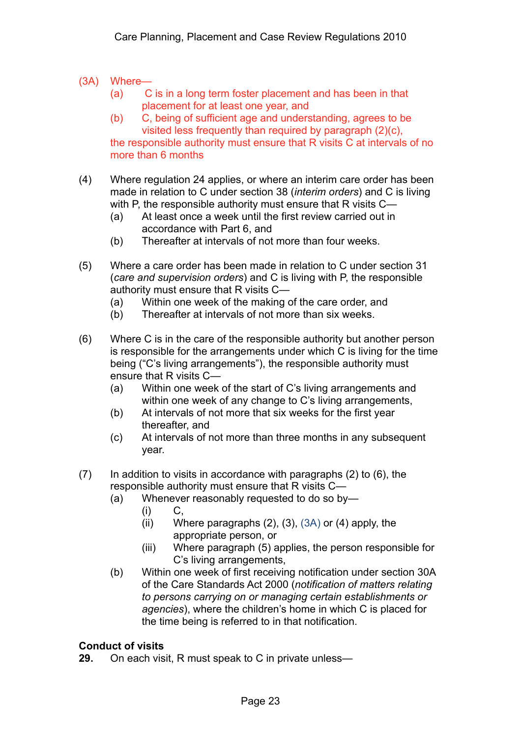(3A) Where—

(a) C is in a long term foster placement and has been in that placement for at least one year, and

(b) C, being of sufficient age and understanding, agrees to be visited less frequently than required by paragraph (2)(c),

the responsible authority must ensure that R visits C at intervals of no more than 6 months

(4) Where regulation 24 applies, or where an interim care order has been made in relation to C under section 38 (*interim orders*) and C is living with P, the responsible authority must ensure that R visits C—

(a) At least once a week until the first review carried out in accordance with Part 6, and

(b) Thereafter at intervals of not more than four weeks.

(5) Where a care order has been made in relation to C under section 31 (*care and supervision orders*) and C is living with P, the responsible authority must ensure that R visits C—

(a) Within one week of the making of the care order, and

(b) Thereafter at intervals of not more than six weeks.

(6) Where C is in the care of the responsible authority but another person is responsible for the arrangements under which C is living for the time being ("C's living arrangements"), the responsible authority must ensure that R visits C—

(a) Within one week of the start of C's living arrangements and within one week of any change to C's living arrangements,

(b) At intervals of not more that six weeks for the first year thereafter, and

(c) At intervals of not more than three months in any subsequent year.

(7) In addition to visits in accordance with paragraphs (2) to (6), the responsible authority must ensure that R visits C—

(a) Whenever reasonably requested to do so by—

  (i) C,

  (ii) Where paragraphs (2), (3), (3A) or (4) apply, the appropriate person, or

  (iii) Where paragraph (5) applies, the person responsible for C's living arrangements,

(b) Within one week of first receiving notification under section 30A of the Care Standards Act 2000 (*notification of matters relating to persons carrying on or managing certain establishments or agencies*), where the children's home in which C is placed for the time being is referred to in that notification.

**Conduct of visits**

**29.** On each visit, R must speak to C in private unless—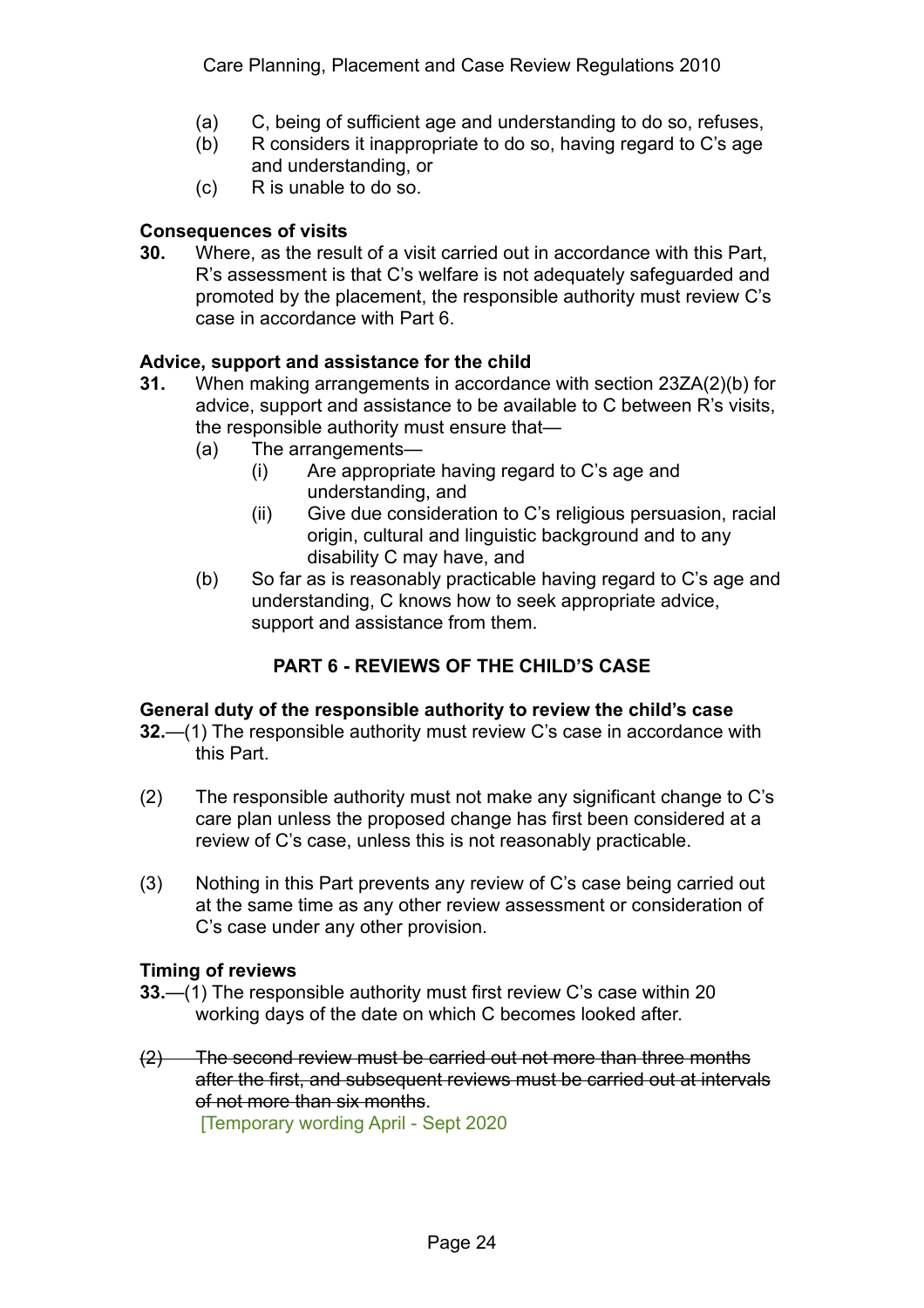(a) C, being of sufficient age and understanding to do so, refuses,
(b) R considers it inappropriate to do so, having regard to C's age and understanding, or
(c) R is unable to do so.

**Consequences of visits**

**30.** Where, as the result of a visit carried out in accordance with this Part, R's assessment is that C's welfare is not adequately safeguarded and promoted by the placement, the responsible authority must review C's case in accordance with Part 6.

**Advice, support and assistance for the child**

**31.** When making arrangements in accordance with section 23ZA(2)(b) for advice, support and assistance to be available to C between R's visits, the responsible authority must ensure that—

(a) The arrangements—
  (i) Are appropriate having regard to C's age and understanding, and
  (ii) Give due consideration to C's religious persuasion, racial origin, cultural and linguistic background and to any disability C may have, and
(b) So far as is reasonably practicable having regard to C's age and understanding, C knows how to seek appropriate advice, support and assistance from them.

## PART 6 - REVIEWS OF THE CHILD'S CASE

**General duty of the responsible authority to review the child's case**

**32.**—(1) The responsible authority must review C's case in accordance with this Part.

(2) The responsible authority must not make any significant change to C's care plan unless the proposed change has first been considered at a review of C's case, unless this is not reasonably practicable.

(3) Nothing in this Part prevents any review of C's case being carried out at the same time as any other review assessment or consideration of C's case under any other provision.

**Timing of reviews**

**33.**—(1) The responsible authority must first review C's case within 20 working days of the date on which C becomes looked after.

~~(2) The second review must be carried out not more than three months after the first, and subsequent reviews must be carried out at intervals of not more than six months.~~

[Temporary wording April - Sept 2020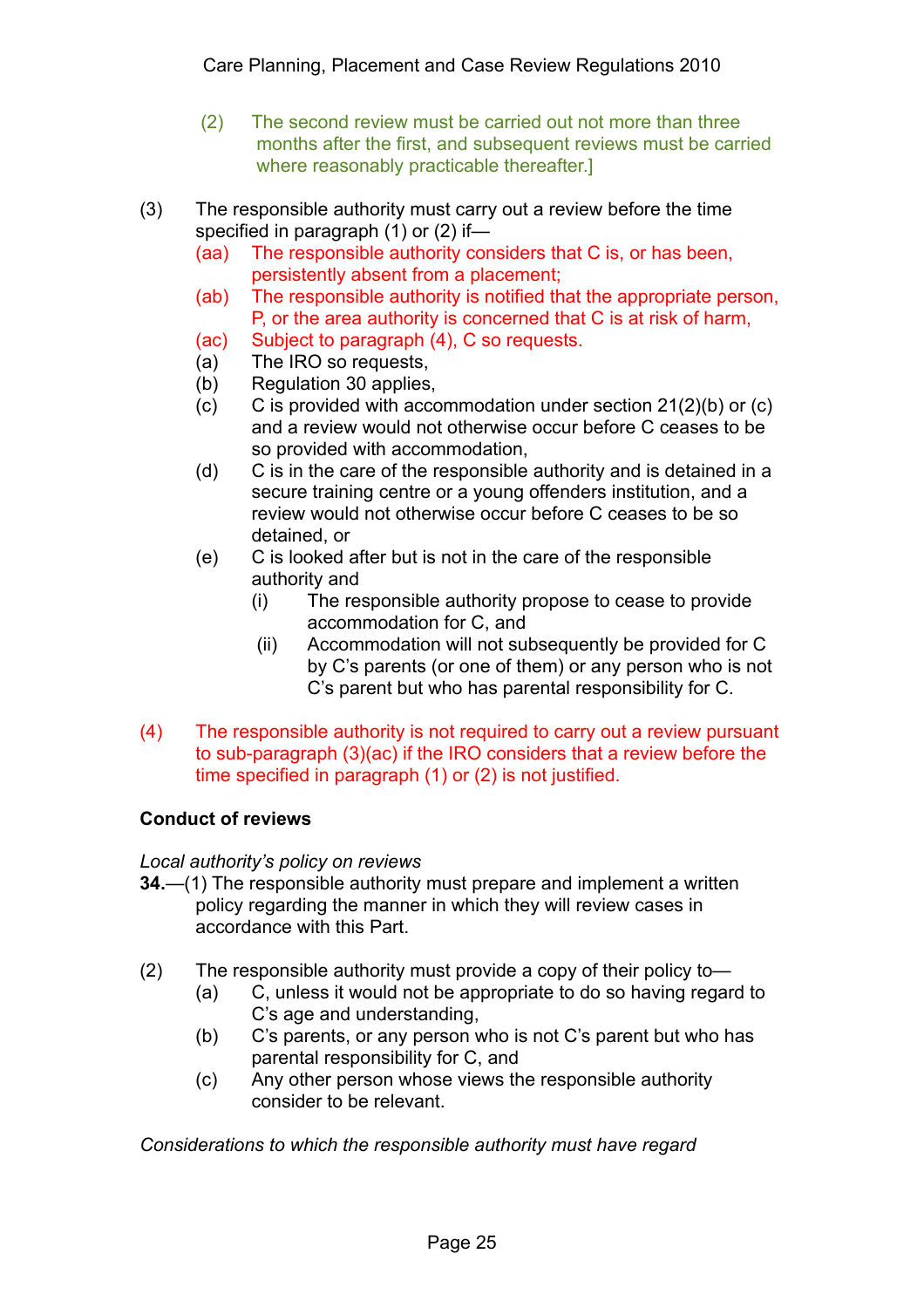(2) The second review must be carried out not more than three months after the first, and subsequent reviews must be carried where reasonably practicable thereafter.]

(3) The responsible authority must carry out a review before the time specified in paragraph (1) or (2) if—

- (aa) The responsible authority considers that C is, or has been, persistently absent from a placement;
- (ab) The responsible authority is notified that the appropriate person, P, or the area authority is concerned that C is at risk of harm,
- (ac) Subject to paragraph (4), C so requests.
- (a) The IRO so requests,
- (b) Regulation 30 applies,
- (c) C is provided with accommodation under section 21(2)(b) or (c) and a review would not otherwise occur before C ceases to be so provided with accommodation,
- (d) C is in the care of the responsible authority and is detained in a secure training centre or a young offenders institution, and a review would not otherwise occur before C ceases to be so detained, or
- (e) C is looked after but is not in the care of the responsible authority and
  - (i) The responsible authority propose to cease to provide accommodation for C, and
  - (ii) Accommodation will not subsequently be provided for C by C's parents (or one of them) or any person who is not C's parent but who has parental responsibility for C.

(4) The responsible authority is not required to carry out a review pursuant to sub-paragraph (3)(ac) if the IRO considers that a review before the time specified in paragraph (1) or (2) is not justified.

**Conduct of reviews**

*Local authority's policy on reviews*

**34.**—(1) The responsible authority must prepare and implement a written policy regarding the manner in which they will review cases in accordance with this Part.

(2) The responsible authority must provide a copy of their policy to—

- (a) C, unless it would not be appropriate to do so having regard to C's age and understanding,
- (b) C's parents, or any person who is not C's parent but who has parental responsibility for C, and
- (c) Any other person whose views the responsible authority consider to be relevant.

*Considerations to which the responsible authority must have regard*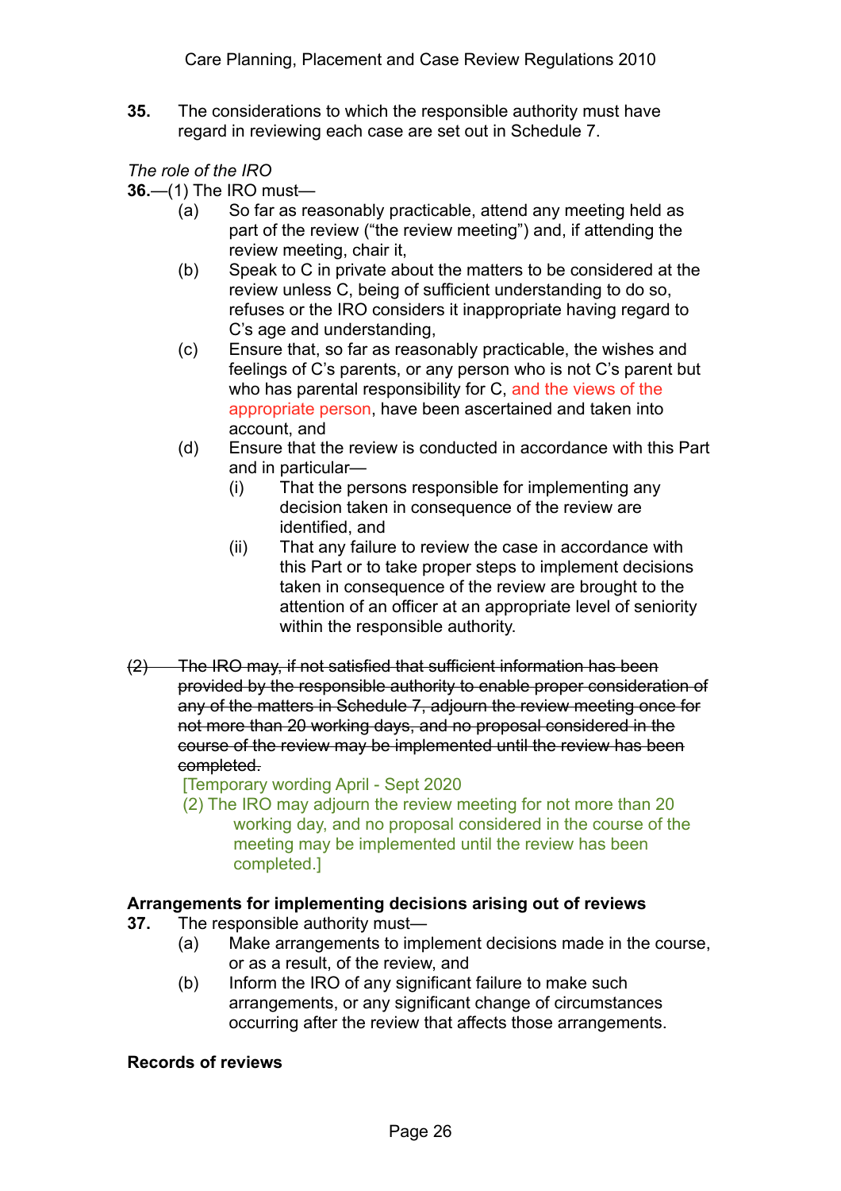**35.** The considerations to which the responsible authority must have regard in reviewing each case are set out in Schedule 7.

*The role of the IRO*

**36.**—(1) The IRO must—

(a) So far as reasonably practicable, attend any meeting held as part of the review ("the review meeting") and, if attending the review meeting, chair it,

(b) Speak to C in private about the matters to be considered at the review unless C, being of sufficient understanding to do so, refuses or the IRO considers it inappropriate having regard to C's age and understanding,

(c) Ensure that, so far as reasonably practicable, the wishes and feelings of C's parents, or any person who is not C's parent but who has parental responsibility for C, and the views of the appropriate person, have been ascertained and taken into account, and

(d) Ensure that the review is conducted in accordance with this Part and in particular—

(i) That the persons responsible for implementing any decision taken in consequence of the review are identified, and

(ii) That any failure to review the case in accordance with this Part or to take proper steps to implement decisions taken in consequence of the review are brought to the attention of an officer at an appropriate level of seniority within the responsible authority.

~~(2) The IRO may, if not satisfied that sufficient information has been provided by the responsible authority to enable proper consideration of any of the matters in Schedule 7, adjourn the review meeting once for not more than 20 working days, and no proposal considered in the course of the review may be implemented until the review has been completed.~~

[Temporary wording April - Sept 2020

(2) The IRO may adjourn the review meeting for not more than 20 working day, and no proposal considered in the course of the meeting may be implemented until the review has been completed.]

**Arrangements for implementing decisions arising out of reviews**

**37.** The responsible authority must—

(a) Make arrangements to implement decisions made in the course, or as a result, of the review, and

(b) Inform the IRO of any significant failure to make such arrangements, or any significant change of circumstances occurring after the review that affects those arrangements.

**Records of reviews**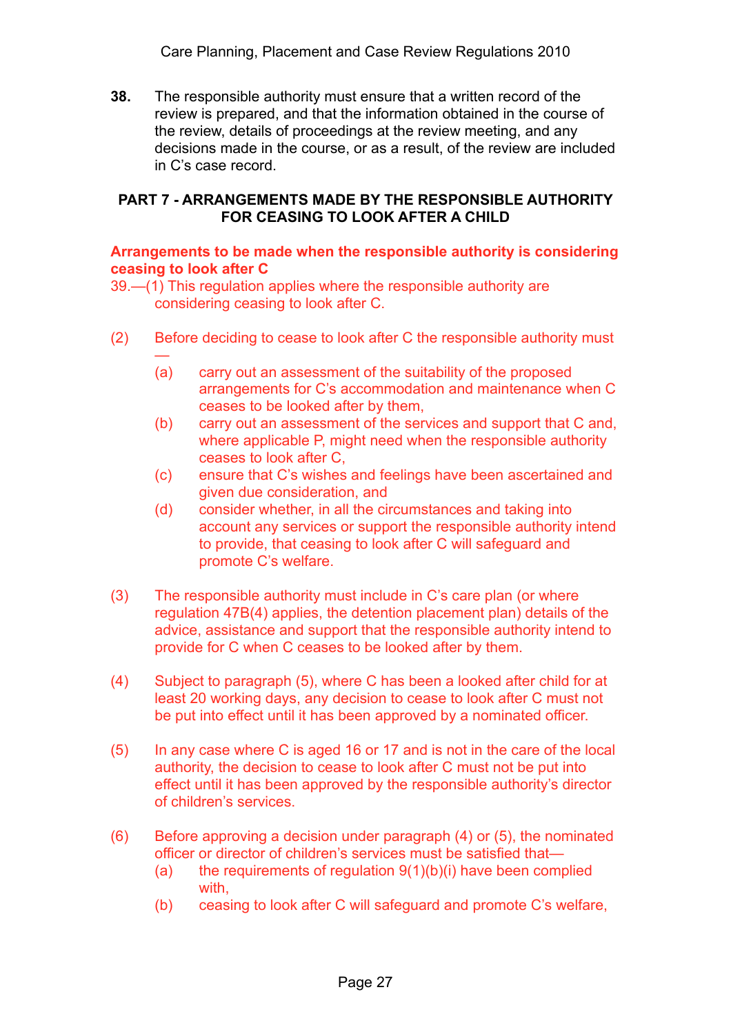**38.** The responsible authority must ensure that a written record of the review is prepared, and that the information obtained in the course of the review, details of proceedings at the review meeting, and any decisions made in the course, or as a result, of the review are included in C's case record.

## PART 7 - ARRANGEMENTS MADE BY THE RESPONSIBLE AUTHORITY FOR CEASING TO LOOK AFTER A CHILD

### Arrangements to be made when the responsible authority is considering ceasing to look after C

39.—(1) This regulation applies where the responsible authority are considering ceasing to look after C.

(2) Before deciding to cease to look after C the responsible authority must —

- (a) carry out an assessment of the suitability of the proposed arrangements for C's accommodation and maintenance when C ceases to be looked after by them,
- (b) carry out an assessment of the services and support that C and, where applicable P, might need when the responsible authority ceases to look after C,
- (c) ensure that C's wishes and feelings have been ascertained and given due consideration, and
- (d) consider whether, in all the circumstances and taking into account any services or support the responsible authority intend to provide, that ceasing to look after C will safeguard and promote C's welfare.

(3) The responsible authority must include in C's care plan (or where regulation 47B(4) applies, the detention placement plan) details of the advice, assistance and support that the responsible authority intend to provide for C when C ceases to be looked after by them.

(4) Subject to paragraph (5), where C has been a looked after child for at least 20 working days, any decision to cease to look after C must not be put into effect until it has been approved by a nominated officer.

(5) In any case where C is aged 16 or 17 and is not in the care of the local authority, the decision to cease to look after C must not be put into effect until it has been approved by the responsible authority's director of children's services.

(6) Before approving a decision under paragraph (4) or (5), the nominated officer or director of children's services must be satisfied that—

- (a) the requirements of regulation 9(1)(b)(i) have been complied with,
- (b) ceasing to look after C will safeguard and promote C's welfare,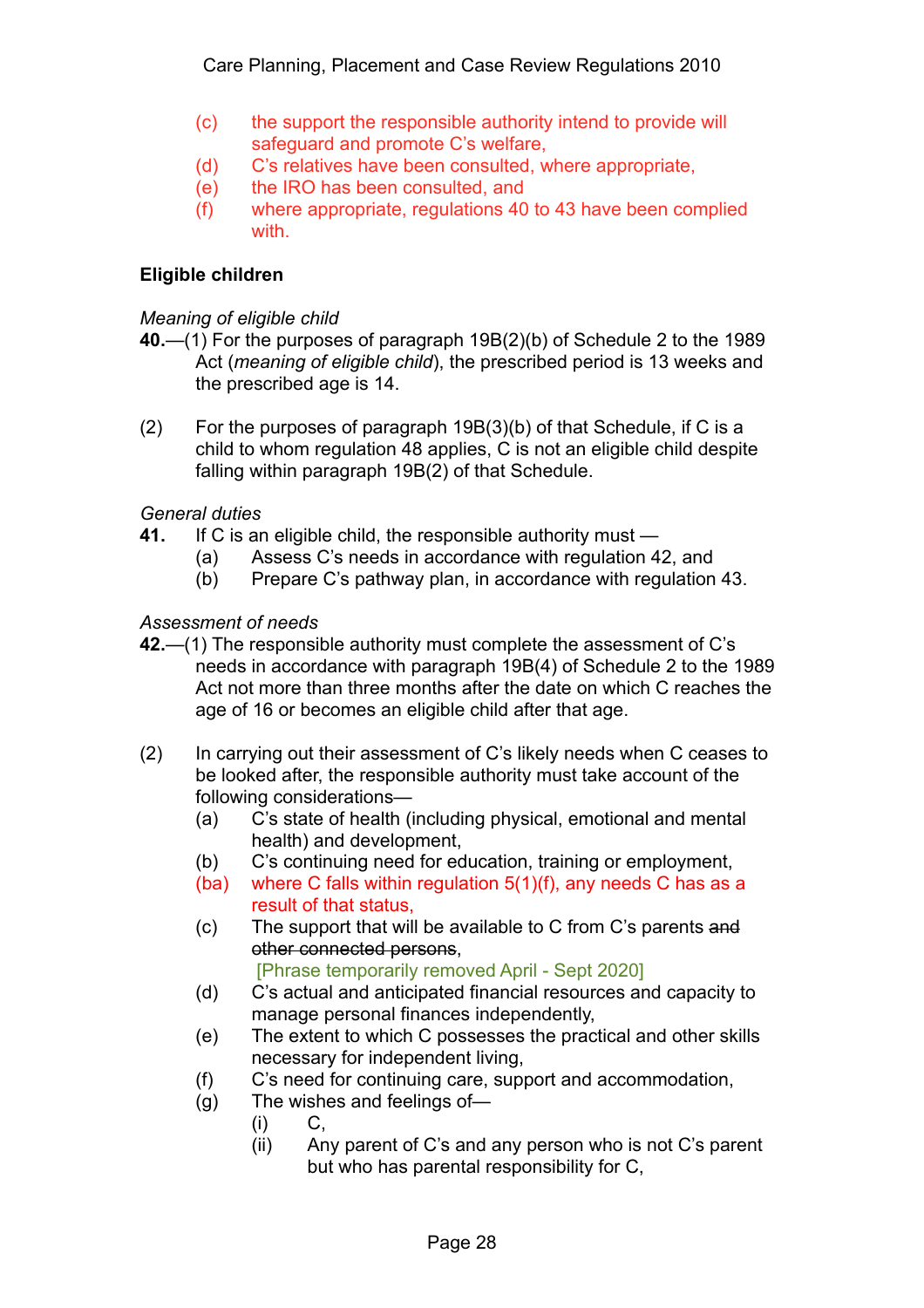(c) the support the responsible authority intend to provide will safeguard and promote C's welfare,
(d) C's relatives have been consulted, where appropriate,
(e) the IRO has been consulted, and
(f) where appropriate, regulations 40 to 43 have been complied with.

**Eligible children**

*Meaning of eligible child*

**40.**—(1) For the purposes of paragraph 19B(2)(b) of Schedule 2 to the 1989 Act (*meaning of eligible child*), the prescribed period is 13 weeks and the prescribed age is 14.

(2) For the purposes of paragraph 19B(3)(b) of that Schedule, if C is a child to whom regulation 48 applies, C is not an eligible child despite falling within paragraph 19B(2) of that Schedule.

*General duties*

**41.** If C is an eligible child, the responsible authority must —

(a) Assess C's needs in accordance with regulation 42, and
(b) Prepare C's pathway plan, in accordance with regulation 43.

*Assessment of needs*

**42.**—(1) The responsible authority must complete the assessment of C's needs in accordance with paragraph 19B(4) of Schedule 2 to the 1989 Act not more than three months after the date on which C reaches the age of 16 or becomes an eligible child after that age.

(2) In carrying out their assessment of C's likely needs when C ceases to be looked after, the responsible authority must take account of the following considerations—

(a) C's state of health (including physical, emotional and mental health) and development,
(b) C's continuing need for education, training or employment,
(ba) where C falls within regulation 5(1)(f), any needs C has as a result of that status,
(c) The support that will be available to C from C's parents ~~and other connected persons~~,
[Phrase temporarily removed April - Sept 2020]
(d) C's actual and anticipated financial resources and capacity to manage personal finances independently,
(e) The extent to which C possesses the practical and other skills necessary for independent living,
(f) C's need for continuing care, support and accommodation,
(g) The wishes and feelings of—
 (i) C,
 (ii) Any parent of C's and any person who is not C's parent but who has parental responsibility for C,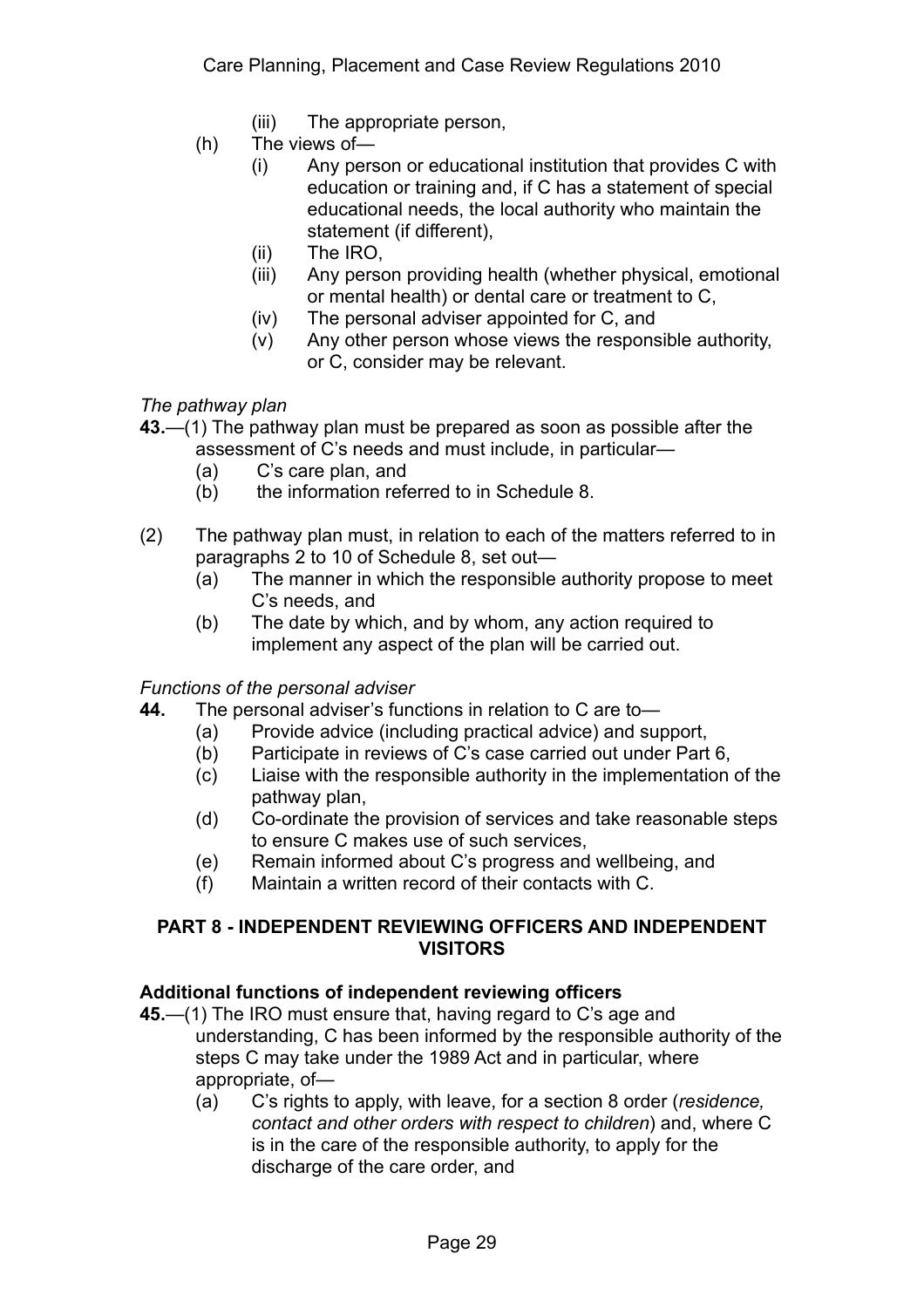(iii) The appropriate person,

(h) The views of—

(i) Any person or educational institution that provides C with education or training and, if C has a statement of special educational needs, the local authority who maintain the statement (if different),

(ii) The IRO,

(iii) Any person providing health (whether physical, emotional or mental health) or dental care or treatment to C,

(iv) The personal adviser appointed for C, and

(v) Any other person whose views the responsible authority, or C, consider may be relevant.

*The pathway plan*

**43.**—(1) The pathway plan must be prepared as soon as possible after the assessment of C's needs and must include, in particular—

(a) C's care plan, and

(b) the information referred to in Schedule 8.

(2) The pathway plan must, in relation to each of the matters referred to in paragraphs 2 to 10 of Schedule 8, set out—

(a) The manner in which the responsible authority propose to meet C's needs, and

(b) The date by which, and by whom, any action required to implement any aspect of the plan will be carried out.

*Functions of the personal adviser*

**44.** The personal adviser's functions in relation to C are to—

(a) Provide advice (including practical advice) and support,

(b) Participate in reviews of C's case carried out under Part 6,

(c) Liaise with the responsible authority in the implementation of the pathway plan,

(d) Co-ordinate the provision of services and take reasonable steps to ensure C makes use of such services,

(e) Remain informed about C's progress and wellbeing, and

(f) Maintain a written record of their contacts with C.

## PART 8 - INDEPENDENT REVIEWING OFFICERS AND INDEPENDENT VISITORS

### Additional functions of independent reviewing officers

**45.**—(1) The IRO must ensure that, having regard to C's age and understanding, C has been informed by the responsible authority of the steps C may take under the 1989 Act and in particular, where appropriate, of—

(a) C's rights to apply, with leave, for a section 8 order (*residence, contact and other orders with respect to children*) and, where C is in the care of the responsible authority, to apply for the discharge of the care order, and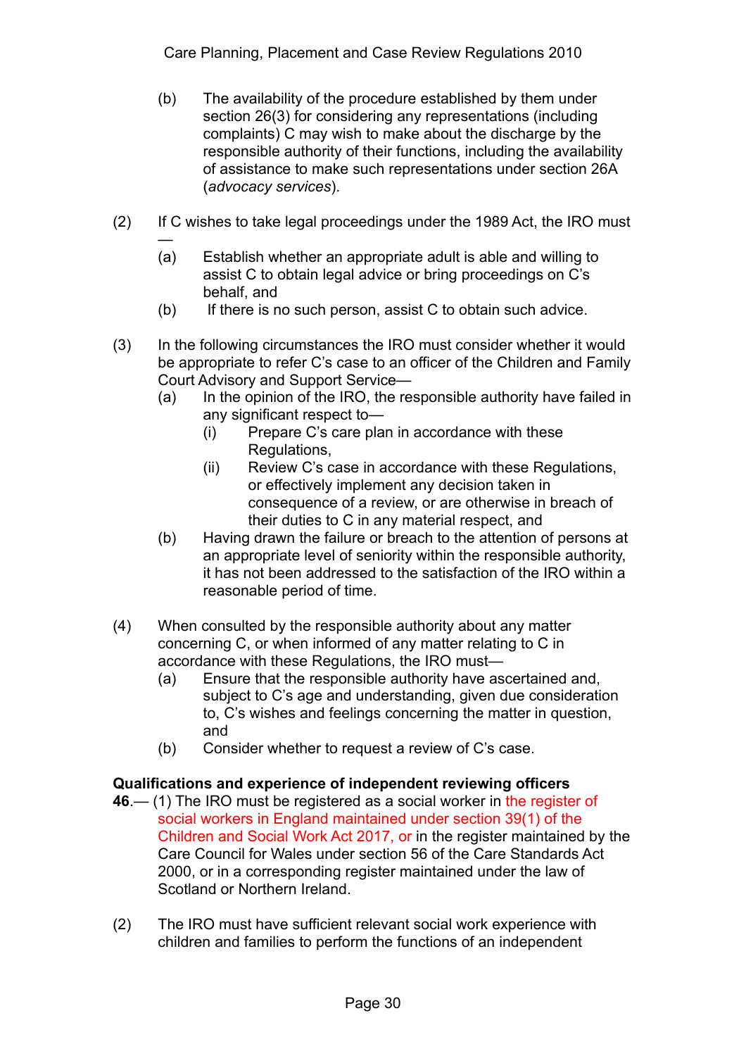(b) The availability of the procedure established by them under section 26(3) for considering any representations (including complaints) C may wish to make about the discharge by the responsible authority of their functions, including the availability of assistance to make such representations under section 26A (*advocacy services*).

(2) If C wishes to take legal proceedings under the 1989 Act, the IRO must —

(a) Establish whether an appropriate adult is able and willing to assist C to obtain legal advice or bring proceedings on C's behalf, and

(b) If there is no such person, assist C to obtain such advice.

(3) In the following circumstances the IRO must consider whether it would be appropriate to refer C's case to an officer of the Children and Family Court Advisory and Support Service—

(a) In the opinion of the IRO, the responsible authority have failed in any significant respect to—

(i) Prepare C's care plan in accordance with these Regulations,

(ii) Review C's case in accordance with these Regulations, or effectively implement any decision taken in consequence of a review, or are otherwise in breach of their duties to C in any material respect, and

(b) Having drawn the failure or breach to the attention of persons at an appropriate level of seniority within the responsible authority, it has not been addressed to the satisfaction of the IRO within a reasonable period of time.

(4) When consulted by the responsible authority about any matter concerning C, or when informed of any matter relating to C in accordance with these Regulations, the IRO must—

(a) Ensure that the responsible authority have ascertained and, subject to C's age and understanding, given due consideration to, C's wishes and feelings concerning the matter in question, and

(b) Consider whether to request a review of C's case.

**Qualifications and experience of independent reviewing officers**

**46**.— (1) The IRO must be registered as a social worker in the register of social workers in England maintained under section 39(1) of the Children and Social Work Act 2017, or in the register maintained by the Care Council for Wales under section 56 of the Care Standards Act 2000, or in a corresponding register maintained under the law of Scotland or Northern Ireland.

(2) The IRO must have sufficient relevant social work experience with children and families to perform the functions of an independent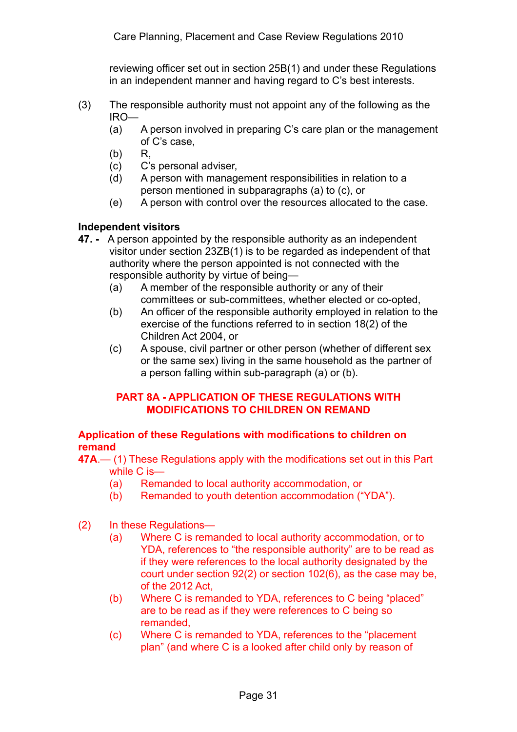reviewing officer set out in section 25B(1) and under these Regulations in an independent manner and having regard to C's best interests.

(3) The responsible authority must not appoint any of the following as the IRO—

- (a) A person involved in preparing C's care plan or the management of C's case,
- (b) R,
- (c) C's personal adviser,
- (d) A person with management responsibilities in relation to a person mentioned in subparagraphs (a) to (c), or
- (e) A person with control over the resources allocated to the case.

**Independent visitors**

**47. -** A person appointed by the responsible authority as an independent visitor under section 23ZB(1) is to be regarded as independent of that authority where the person appointed is not connected with the responsible authority by virtue of being—

- (a) A member of the responsible authority or any of their committees or sub-committees, whether elected or co-opted,
- (b) An officer of the responsible authority employed in relation to the exercise of the functions referred to in section 18(2) of the Children Act 2004, or
- (c) A spouse, civil partner or other person (whether of different sex or the same sex) living in the same household as the partner of a person falling within sub-paragraph (a) or (b).

## PART 8A - APPLICATION OF THESE REGULATIONS WITH MODIFICATIONS TO CHILDREN ON REMAND

**Application of these Regulations with modifications to children on remand**

**47A**.— (1) These Regulations apply with the modifications set out in this Part while C is—

- (a) Remanded to local authority accommodation, or
- (b) Remanded to youth detention accommodation ("YDA").

(2) In these Regulations—

- (a) Where C is remanded to local authority accommodation, or to YDA, references to "the responsible authority" are to be read as if they were references to the local authority designated by the court under section 92(2) or section 102(6), as the case may be, of the 2012 Act,
- (b) Where C is remanded to YDA, references to C being "placed" are to be read as if they were references to C being so remanded,
- (c) Where C is remanded to YDA, references to the "placement plan" (and where C is a looked after child only by reason of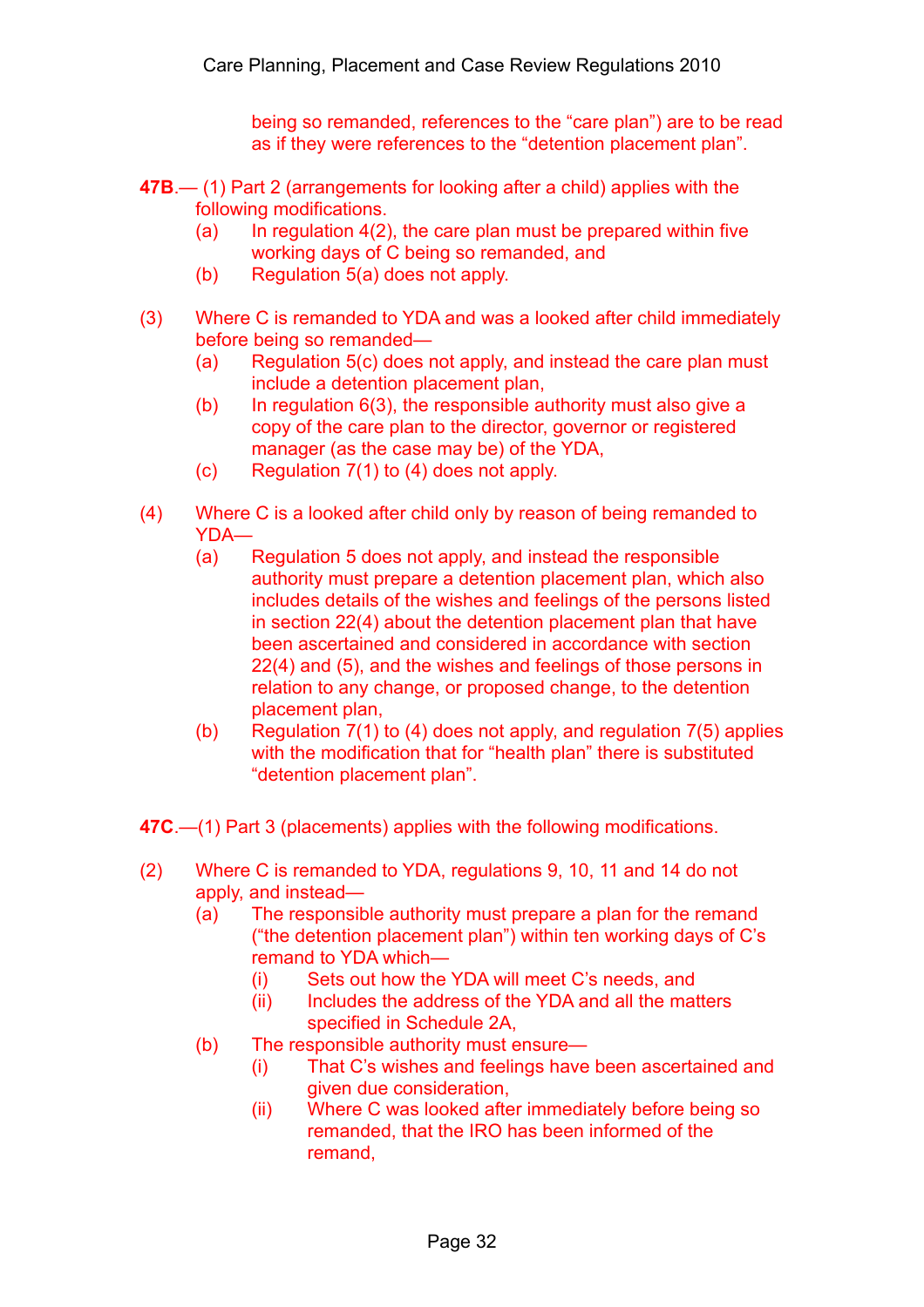being so remanded, references to the “care plan”) are to be read as if they were references to the “detention placement plan”.

**47B**.— (1) Part 2 (arrangements for looking after a child) applies with the following modifications.

(a) In regulation 4(2), the care plan must be prepared within five working days of C being so remanded, and

(b) Regulation 5(a) does not apply.

(3) Where C is remanded to YDA and was a looked after child immediately before being so remanded—

(a) Regulation 5(c) does not apply, and instead the care plan must include a detention placement plan,

(b) In regulation 6(3), the responsible authority must also give a copy of the care plan to the director, governor or registered manager (as the case may be) of the YDA,

(c) Regulation 7(1) to (4) does not apply.

(4) Where C is a looked after child only by reason of being remanded to YDA—

(a) Regulation 5 does not apply, and instead the responsible authority must prepare a detention placement plan, which also includes details of the wishes and feelings of the persons listed in section 22(4) about the detention placement plan that have been ascertained and considered in accordance with section 22(4) and (5), and the wishes and feelings of those persons in relation to any change, or proposed change, to the detention placement plan,

(b) Regulation 7(1) to (4) does not apply, and regulation 7(5) applies with the modification that for “health plan” there is substituted “detention placement plan”.

**47C**.—(1) Part 3 (placements) applies with the following modifications.

(2) Where C is remanded to YDA, regulations 9, 10, 11 and 14 do not apply, and instead—

(a) The responsible authority must prepare a plan for the remand (“the detention placement plan”) within ten working days of C’s remand to YDA which—

(i) Sets out how the YDA will meet C’s needs, and

(ii) Includes the address of the YDA and all the matters specified in Schedule 2A,

(b) The responsible authority must ensure—

(i) That C’s wishes and feelings have been ascertained and given due consideration,

(ii) Where C was looked after immediately before being so remanded, that the IRO has been informed of the remand,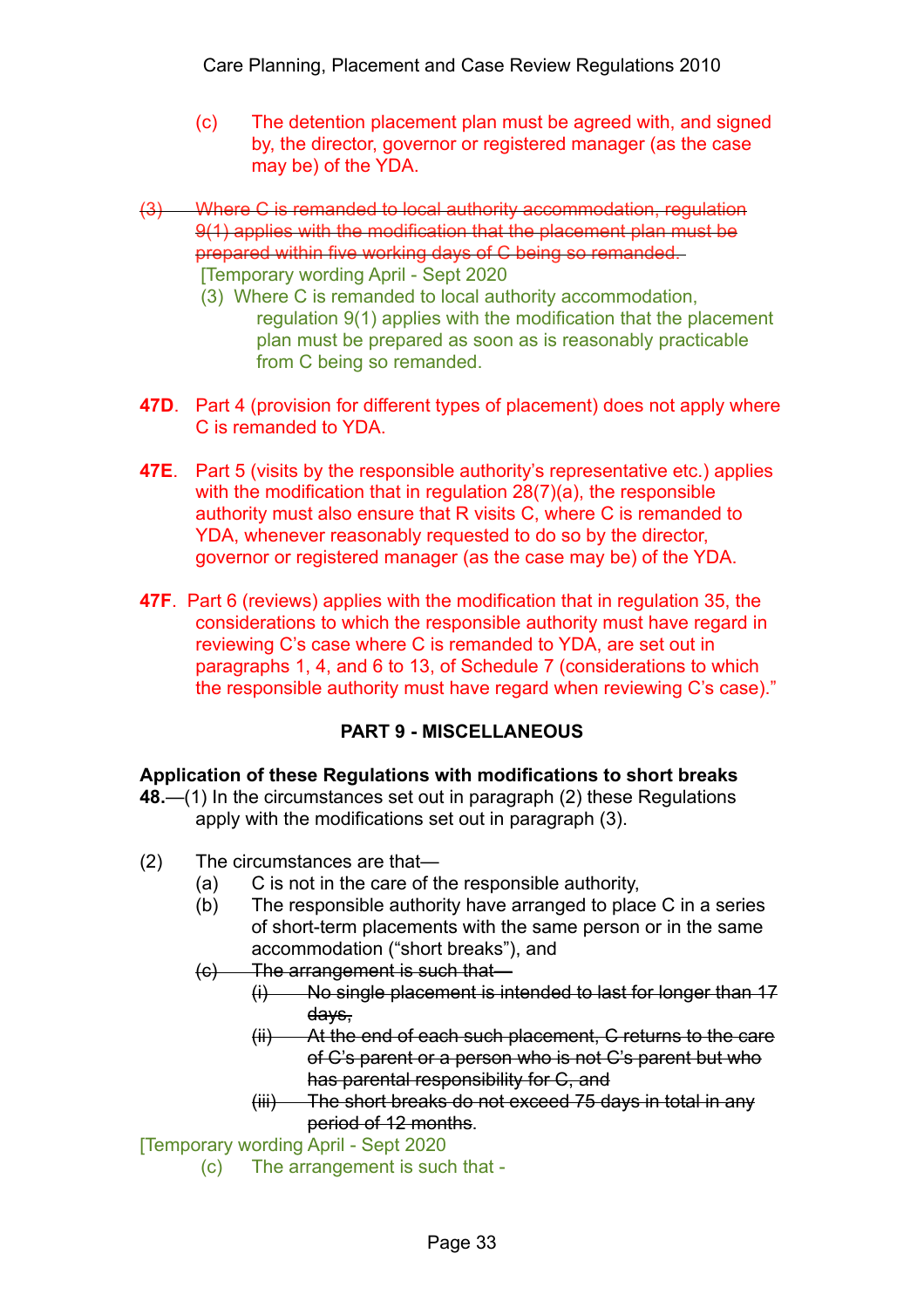(c) The detention placement plan must be agreed with, and signed by, the director, governor or registered manager (as the case may be) of the YDA.

~~(3) Where C is remanded to local authority accommodation, regulation 9(1) applies with the modification that the placement plan must be prepared within five working days of C being so remanded.~~

[Temporary wording April - Sept 2020

(3) Where C is remanded to local authority accommodation, regulation 9(1) applies with the modification that the placement plan must be prepared as soon as is reasonably practicable from C being so remanded.

**47D**. Part 4 (provision for different types of placement) does not apply where C is remanded to YDA.

**47E**. Part 5 (visits by the responsible authority's representative etc.) applies with the modification that in regulation 28(7)(a), the responsible authority must also ensure that R visits C, where C is remanded to YDA, whenever reasonably requested to do so by the director, governor or registered manager (as the case may be) of the YDA.

**47F**. Part 6 (reviews) applies with the modification that in regulation 35, the considerations to which the responsible authority must have regard in reviewing C's case where C is remanded to YDA, are set out in paragraphs 1, 4, and 6 to 13, of Schedule 7 (considerations to which the responsible authority must have regard when reviewing C's case)."

## PART 9 - MISCELLANEOUS

### Application of these Regulations with modifications to short breaks

**48.**—(1) In the circumstances set out in paragraph (2) these Regulations apply with the modifications set out in paragraph (3).

(2) The circumstances are that—

(a) C is not in the care of the responsible authority,

(b) The responsible authority have arranged to place C in a series of short-term placements with the same person or in the same accommodation ("short breaks"), and

~~(c) The arrangement is such that—~~

~~(i) No single placement is intended to last for longer than 17 days,~~

~~(ii) At the end of each such placement, C returns to the care of C's parent or a person who is not C's parent but who has parental responsibility for C, and~~

~~(iii) The short breaks do not exceed 75 days in total in any period of 12 months.~~

[Temporary wording April - Sept 2020

(c) The arrangement is such that -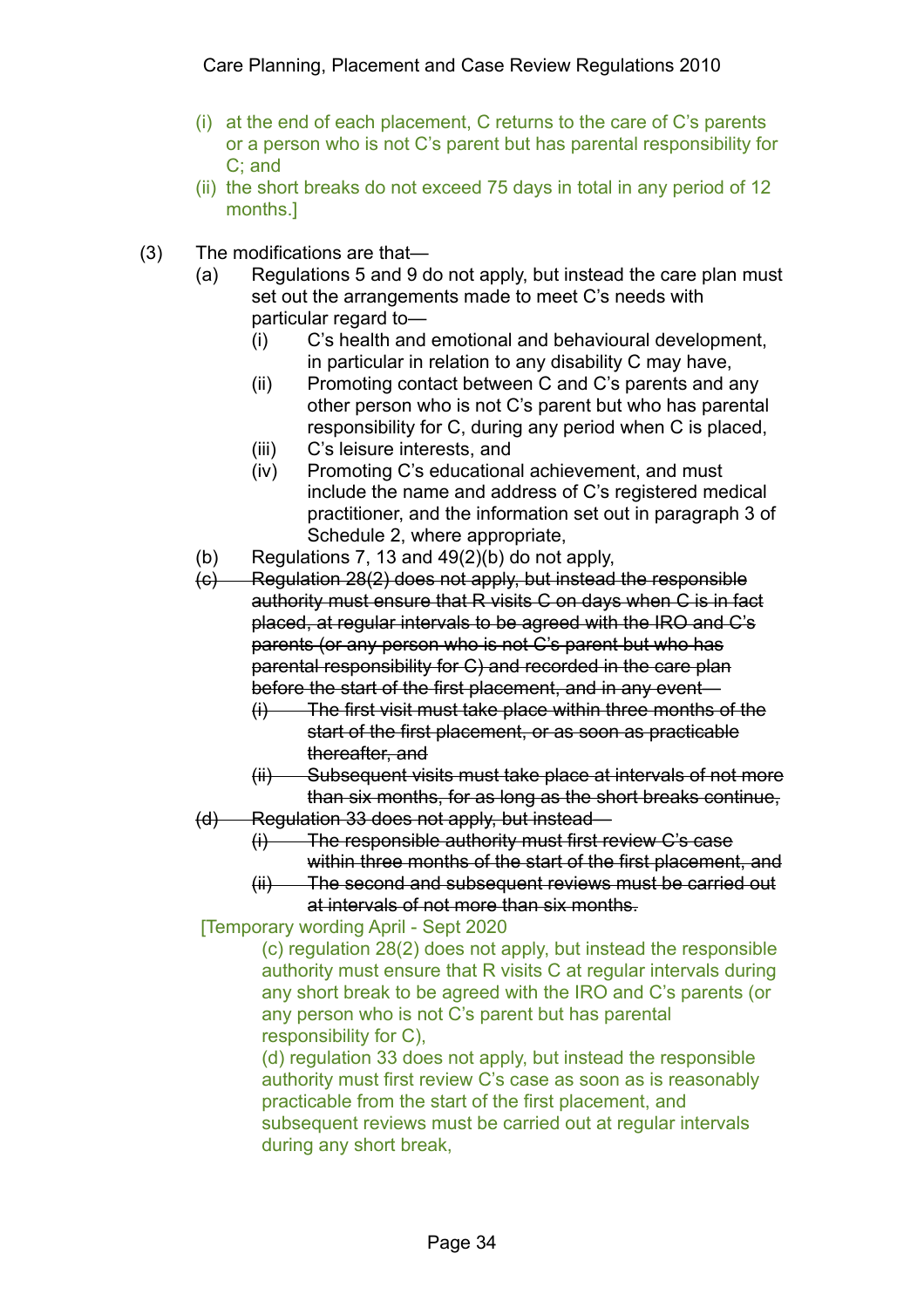(i) at the end of each placement, C returns to the care of C's parents or a person who is not C's parent but has parental responsibility for C; and

(ii) the short breaks do not exceed 75 days in total in any period of 12 months.]

(3) The modifications are that—

(a) Regulations 5 and 9 do not apply, but instead the care plan must set out the arrangements made to meet C's needs with particular regard to—

(i) C's health and emotional and behavioural development, in particular in relation to any disability C may have,

(ii) Promoting contact between C and C's parents and any other person who is not C's parent but who has parental responsibility for C, during any period when C is placed,

(iii) C's leisure interests, and

(iv) Promoting C's educational achievement, and must include the name and address of C's registered medical practitioner, and the information set out in paragraph 3 of Schedule 2, where appropriate,

(b) Regulations 7, 13 and 49(2)(b) do not apply,

~~(c) Regulation 28(2) does not apply, but instead the responsible authority must ensure that R visits C on days when C is in fact placed, at regular intervals to be agreed with the IRO and C's parents (or any person who is not C's parent but who has parental responsibility for C) and recorded in the care plan before the start of the first placement, and in any event—~~

~~(i) The first visit must take place within three months of the start of the first placement, or as soon as practicable thereafter, and~~

~~(ii) Subsequent visits must take place at intervals of not more than six months, for as long as the short breaks continue,~~

~~(d) Regulation 33 does not apply, but instead—~~

~~(i) The responsible authority must first review C's case within three months of the start of the first placement, and~~

~~(ii) The second and subsequent reviews must be carried out at intervals of not more than six months.~~

[Temporary wording April - Sept 2020

(c) regulation 28(2) does not apply, but instead the responsible authority must ensure that R visits C at regular intervals during any short break to be agreed with the IRO and C's parents (or any person who is not C's parent but has parental responsibility for C),

(d) regulation 33 does not apply, but instead the responsible authority must first review C's case as soon as is reasonably practicable from the start of the first placement, and subsequent reviews must be carried out at regular intervals during any short break,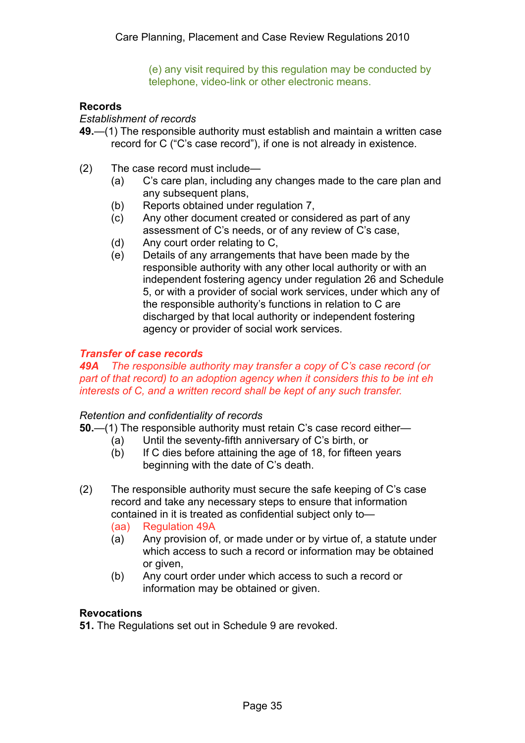(e) any visit required by this regulation may be conducted by telephone, video-link or other electronic means.

**Records**

*Establishment of records*

**49.**—(1) The responsible authority must establish and maintain a written case record for C ("C's case record"), if one is not already in existence.

(2) The case record must include—

(a) C's care plan, including any changes made to the care plan and any subsequent plans,

(b) Reports obtained under regulation 7,

(c) Any other document created or considered as part of any assessment of C's needs, or of any review of C's case,

(d) Any court order relating to C,

(e) Details of any arrangements that have been made by the responsible authority with any other local authority or with an independent fostering agency under regulation 26 and Schedule 5, or with a provider of social work services, under which any of the responsible authority's functions in relation to C are discharged by that local authority or independent fostering agency or provider of social work services.

***Transfer of case records***

***49A*** *The responsible authority may transfer a copy of C's case record (or part of that record) to an adoption agency when it considers this to be int eh interests of C, and a written record shall be kept of any such transfer.*

*Retention and confidentiality of records*

**50.**—(1) The responsible authority must retain C's case record either—

(a) Until the seventy-fifth anniversary of C's birth, or

(b) If C dies before attaining the age of 18, for fifteen years beginning with the date of C's death.

(2) The responsible authority must secure the safe keeping of C's case record and take any necessary steps to ensure that information contained in it is treated as confidential subject only to—

(aa) Regulation 49A

(a) Any provision of, or made under or by virtue of, a statute under which access to such a record or information may be obtained or given,

(b) Any court order under which access to such a record or information may be obtained or given.

**Revocations**

**51.** The Regulations set out in Schedule 9 are revoked.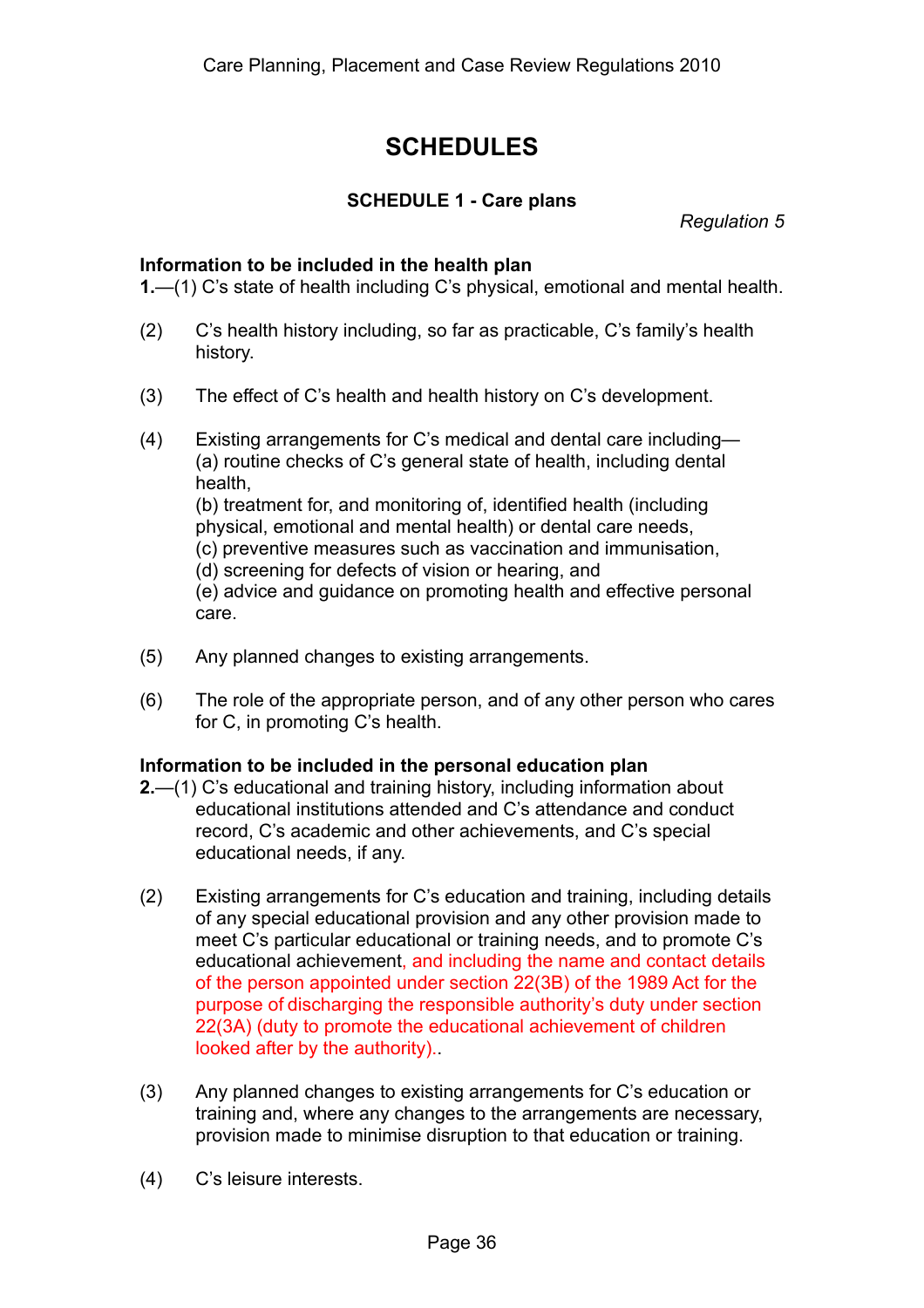# SCHEDULES

## SCHEDULE 1 - Care plans

*Regulation 5*

**Information to be included in the health plan**

**1.**—(1) C's state of health including C's physical, emotional and mental health.

(2) C's health history including, so far as practicable, C's family's health history.

(3) The effect of C's health and health history on C's development.

(4) Existing arrangements for C's medical and dental care including—
(a) routine checks of C's general state of health, including dental health,
(b) treatment for, and monitoring of, identified health (including physical, emotional and mental health) or dental care needs,
(c) preventive measures such as vaccination and immunisation,
(d) screening for defects of vision or hearing, and
(e) advice and guidance on promoting health and effective personal care.

(5) Any planned changes to existing arrangements.

(6) The role of the appropriate person, and of any other person who cares for C, in promoting C's health.

**Information to be included in the personal education plan**

**2.**—(1) C's educational and training history, including information about educational institutions attended and C's attendance and conduct record, C's academic and other achievements, and C's special educational needs, if any.

(2) Existing arrangements for C's education and training, including details of any special educational provision and any other provision made to meet C's particular educational or training needs, and to promote C's educational achievement, and including the name and contact details of the person appointed under section 22(3B) of the 1989 Act for the purpose of discharging the responsible authority's duty under section 22(3A) (duty to promote the educational achievement of children looked after by the authority)..

(3) Any planned changes to existing arrangements for C's education or training and, where any changes to the arrangements are necessary, provision made to minimise disruption to that education or training.

(4) C's leisure interests.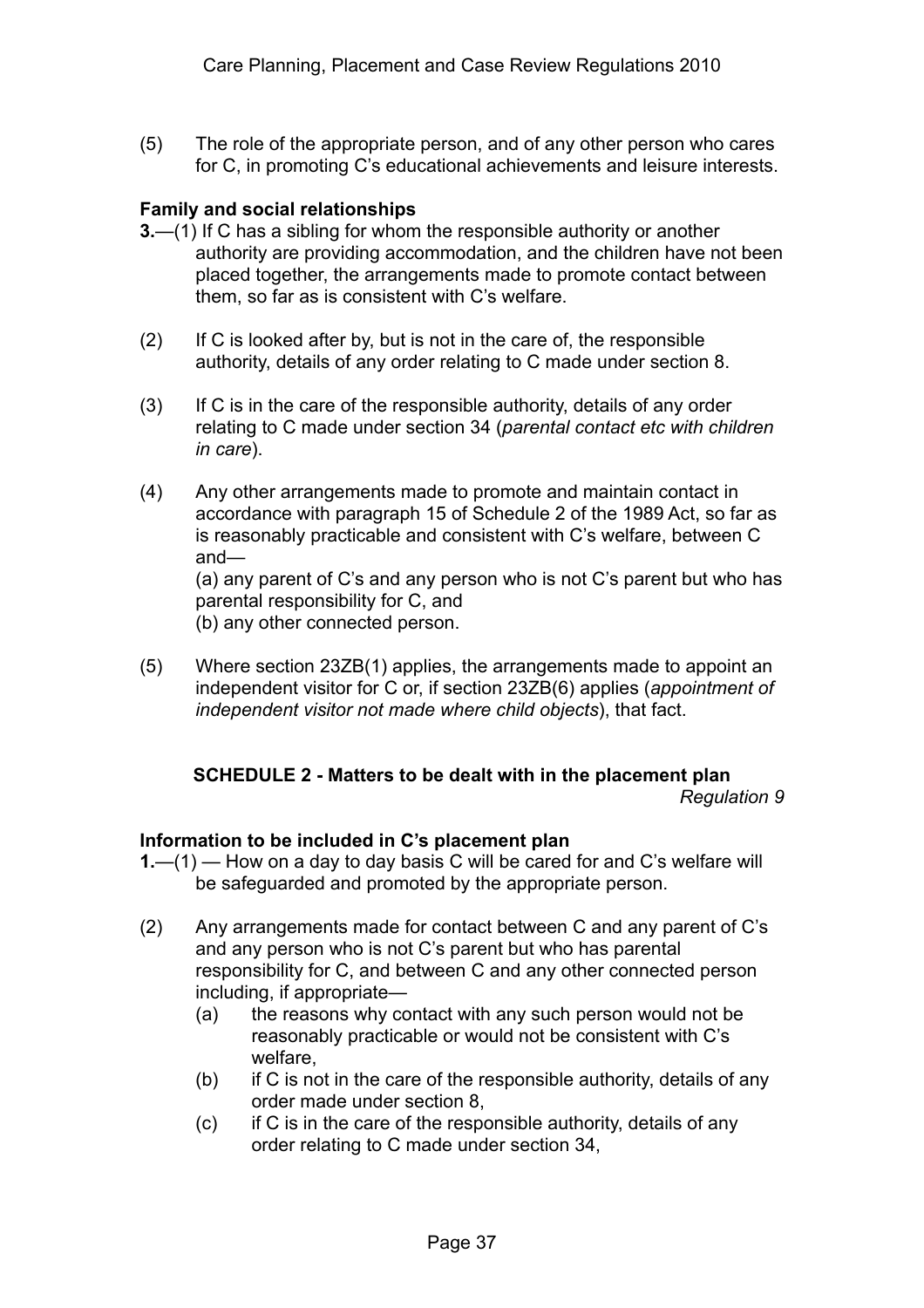(5) The role of the appropriate person, and of any other person who cares for C, in promoting C's educational achievements and leisure interests.

**Family and social relationships**

**3.**—(1) If C has a sibling for whom the responsible authority or another authority are providing accommodation, and the children have not been placed together, the arrangements made to promote contact between them, so far as is consistent with C's welfare.

(2) If C is looked after by, but is not in the care of, the responsible authority, details of any order relating to C made under section 8.

(3) If C is in the care of the responsible authority, details of any order relating to C made under section 34 (*parental contact etc with children in care*).

(4) Any other arrangements made to promote and maintain contact in accordance with paragraph 15 of Schedule 2 of the 1989 Act, so far as is reasonably practicable and consistent with C's welfare, between C and—
(a) any parent of C's and any person who is not C's parent but who has parental responsibility for C, and
(b) any other connected person.

(5) Where section 23ZB(1) applies, the arrangements made to appoint an independent visitor for C or, if section 23ZB(6) applies (*appointment of independent visitor not made where child objects*), that fact.

## SCHEDULE 2 - Matters to be dealt with in the placement plan

*Regulation 9*

**Information to be included in C's placement plan**

**1.**—(1) — How on a day to day basis C will be cared for and C's welfare will be safeguarded and promoted by the appropriate person.

(2) Any arrangements made for contact between C and any parent of C's and any person who is not C's parent but who has parental responsibility for C, and between C and any other connected person including, if appropriate—

- (a) the reasons why contact with any such person would not be reasonably practicable or would not be consistent with C's welfare,
- (b) if C is not in the care of the responsible authority, details of any order made under section 8,
- (c) if C is in the care of the responsible authority, details of any order relating to C made under section 34,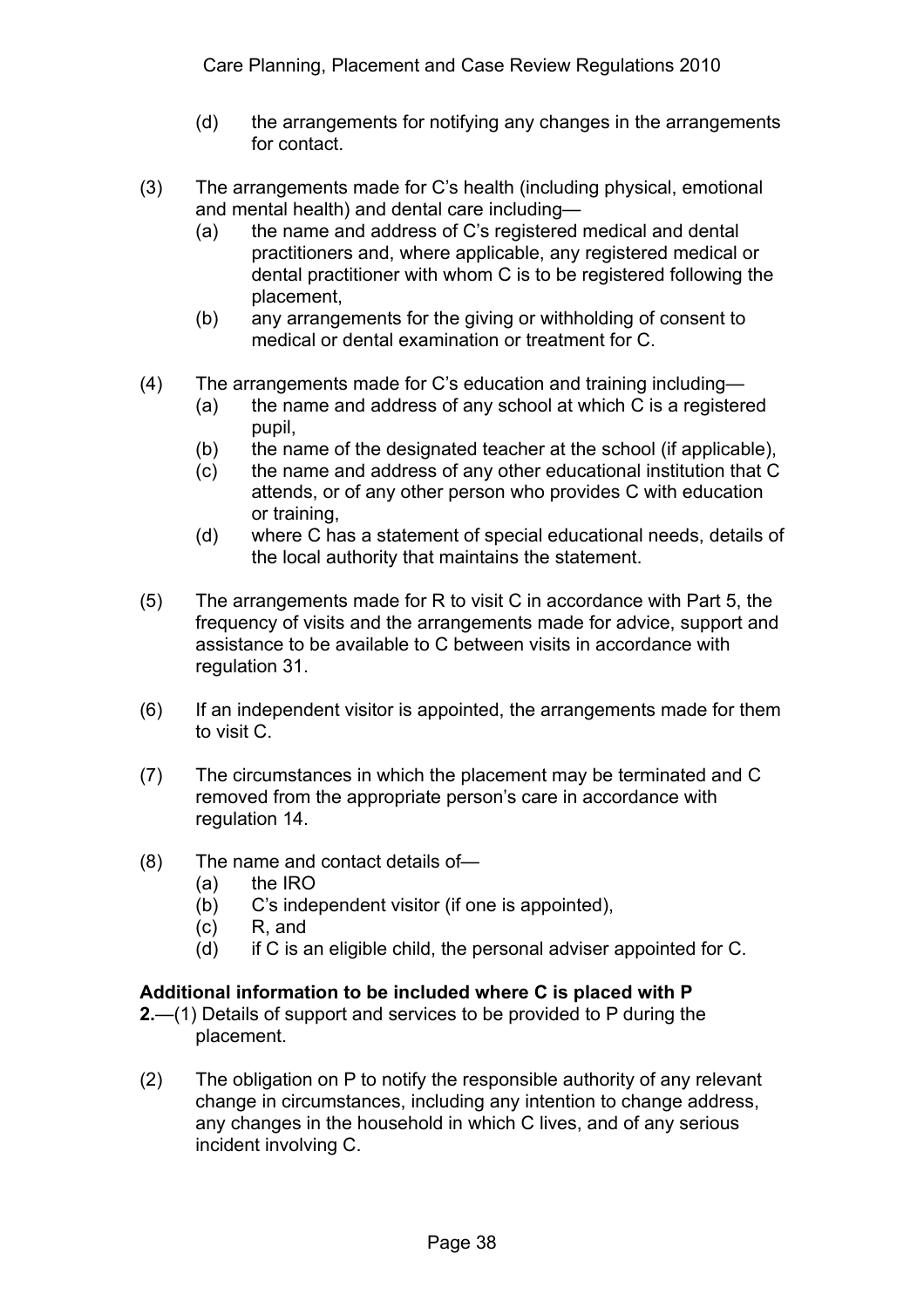(d) the arrangements for notifying any changes in the arrangements for contact.

(3) The arrangements made for C's health (including physical, emotional and mental health) and dental care including—

(a) the name and address of C's registered medical and dental practitioners and, where applicable, any registered medical or dental practitioner with whom C is to be registered following the placement,

(b) any arrangements for the giving or withholding of consent to medical or dental examination or treatment for C.

(4) The arrangements made for C's education and training including—

(a) the name and address of any school at which C is a registered pupil,

(b) the name of the designated teacher at the school (if applicable),

(c) the name and address of any other educational institution that C attends, or of any other person who provides C with education or training,

(d) where C has a statement of special educational needs, details of the local authority that maintains the statement.

(5) The arrangements made for R to visit C in accordance with Part 5, the frequency of visits and the arrangements made for advice, support and assistance to be available to C between visits in accordance with regulation 31.

(6) If an independent visitor is appointed, the arrangements made for them to visit C.

(7) The circumstances in which the placement may be terminated and C removed from the appropriate person's care in accordance with regulation 14.

(8) The name and contact details of—

(a) the IRO

(b) C's independent visitor (if one is appointed),

(c) R, and

(d) if C is an eligible child, the personal adviser appointed for C.

**Additional information to be included where C is placed with P**

**2.**—(1) Details of support and services to be provided to P during the placement.

(2) The obligation on P to notify the responsible authority of any relevant change in circumstances, including any intention to change address, any changes in the household in which C lives, and of any serious incident involving C.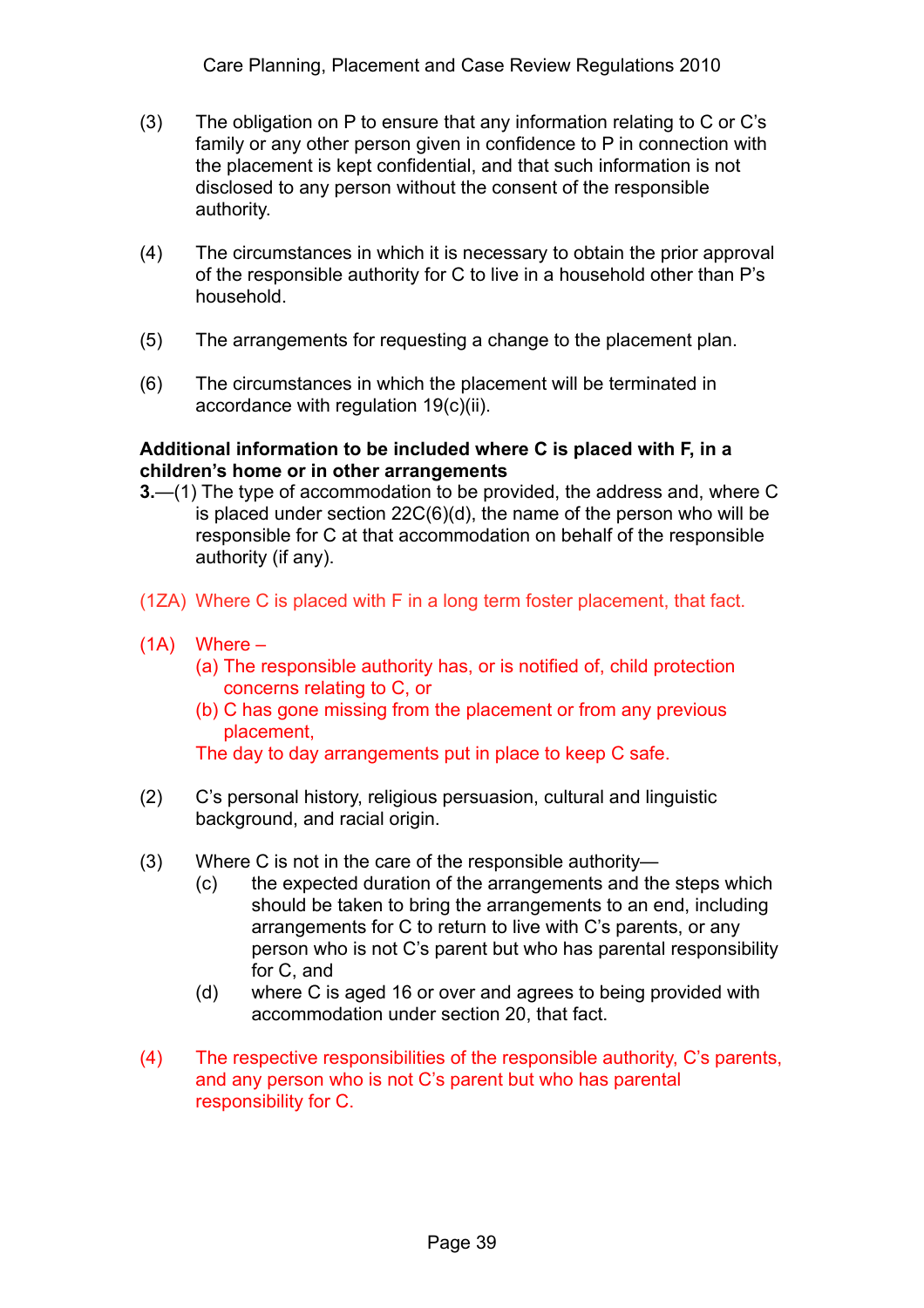(3) The obligation on P to ensure that any information relating to C or C's family or any other person given in confidence to P in connection with the placement is kept confidential, and that such information is not disclosed to any person without the consent of the responsible authority.

(4) The circumstances in which it is necessary to obtain the prior approval of the responsible authority for C to live in a household other than P's household.

(5) The arrangements for requesting a change to the placement plan.

(6) The circumstances in which the placement will be terminated in accordance with regulation 19(c)(ii).

**Additional information to be included where C is placed with F, in a children's home or in other arrangements**

**3.**—(1) The type of accommodation to be provided, the address and, where C is placed under section 22C(6)(d), the name of the person who will be responsible for C at that accommodation on behalf of the responsible authority (if any).

(1ZA) Where C is placed with F in a long term foster placement, that fact.

(1A) Where –

(a) The responsible authority has, or is notified of, child protection concerns relating to C, or

(b) C has gone missing from the placement or from any previous placement,

The day to day arrangements put in place to keep C safe.

(2) C's personal history, religious persuasion, cultural and linguistic background, and racial origin.

(3) Where C is not in the care of the responsible authority—

(c) the expected duration of the arrangements and the steps which should be taken to bring the arrangements to an end, including arrangements for C to return to live with C's parents, or any person who is not C's parent but who has parental responsibility for C, and

(d) where C is aged 16 or over and agrees to being provided with accommodation under section 20, that fact.

(4) The respective responsibilities of the responsible authority, C's parents, and any person who is not C's parent but who has parental responsibility for C.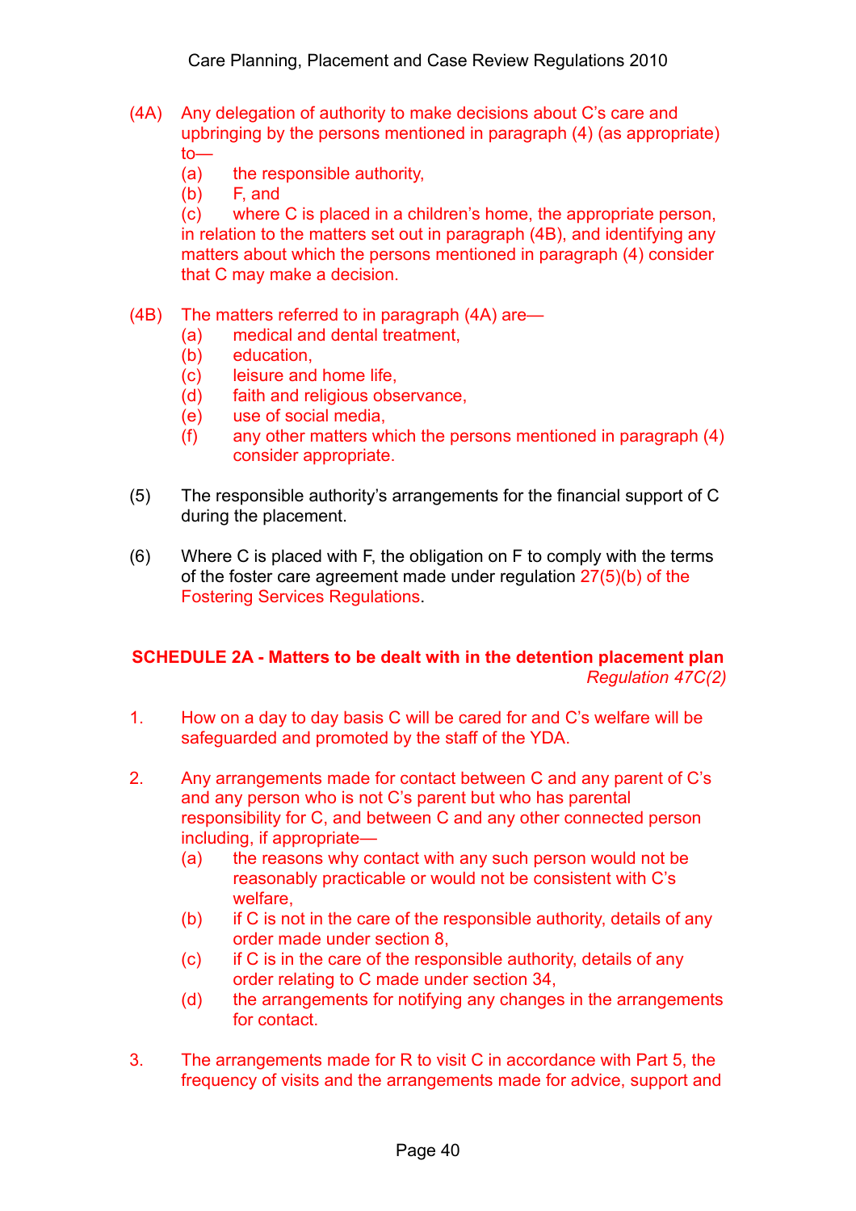(4A) Any delegation of authority to make decisions about C's care and upbringing by the persons mentioned in paragraph (4) (as appropriate) to—

(a) the responsible authority,

(b) F, and

(c) where C is placed in a children's home, the appropriate person, in relation to the matters set out in paragraph (4B), and identifying any matters about which the persons mentioned in paragraph (4) consider that C may make a decision.

(4B) The matters referred to in paragraph (4A) are—

(a) medical and dental treatment,

(b) education,

(c) leisure and home life,

(d) faith and religious observance,

(e) use of social media,

(f) any other matters which the persons mentioned in paragraph (4) consider appropriate.

(5) The responsible authority's arrangements for the financial support of C during the placement.

(6) Where C is placed with F, the obligation on F to comply with the terms of the foster care agreement made under regulation 27(5)(b) of the Fostering Services Regulations.

## SCHEDULE 2A - Matters to be dealt with in the detention placement plan

*Regulation 47C(2)*

1. How on a day to day basis C will be cared for and C's welfare will be safeguarded and promoted by the staff of the YDA.

2. Any arrangements made for contact between C and any parent of C's and any person who is not C's parent but who has parental responsibility for C, and between C and any other connected person including, if appropriate—
   (a) the reasons why contact with any such person would not be reasonably practicable or would not be consistent with C's welfare,
   (b) if C is not in the care of the responsible authority, details of any order made under section 8,
   (c) if C is in the care of the responsible authority, details of any order relating to C made under section 34,
   (d) the arrangements for notifying any changes in the arrangements for contact.

3. The arrangements made for R to visit C in accordance with Part 5, the frequency of visits and the arrangements made for advice, support and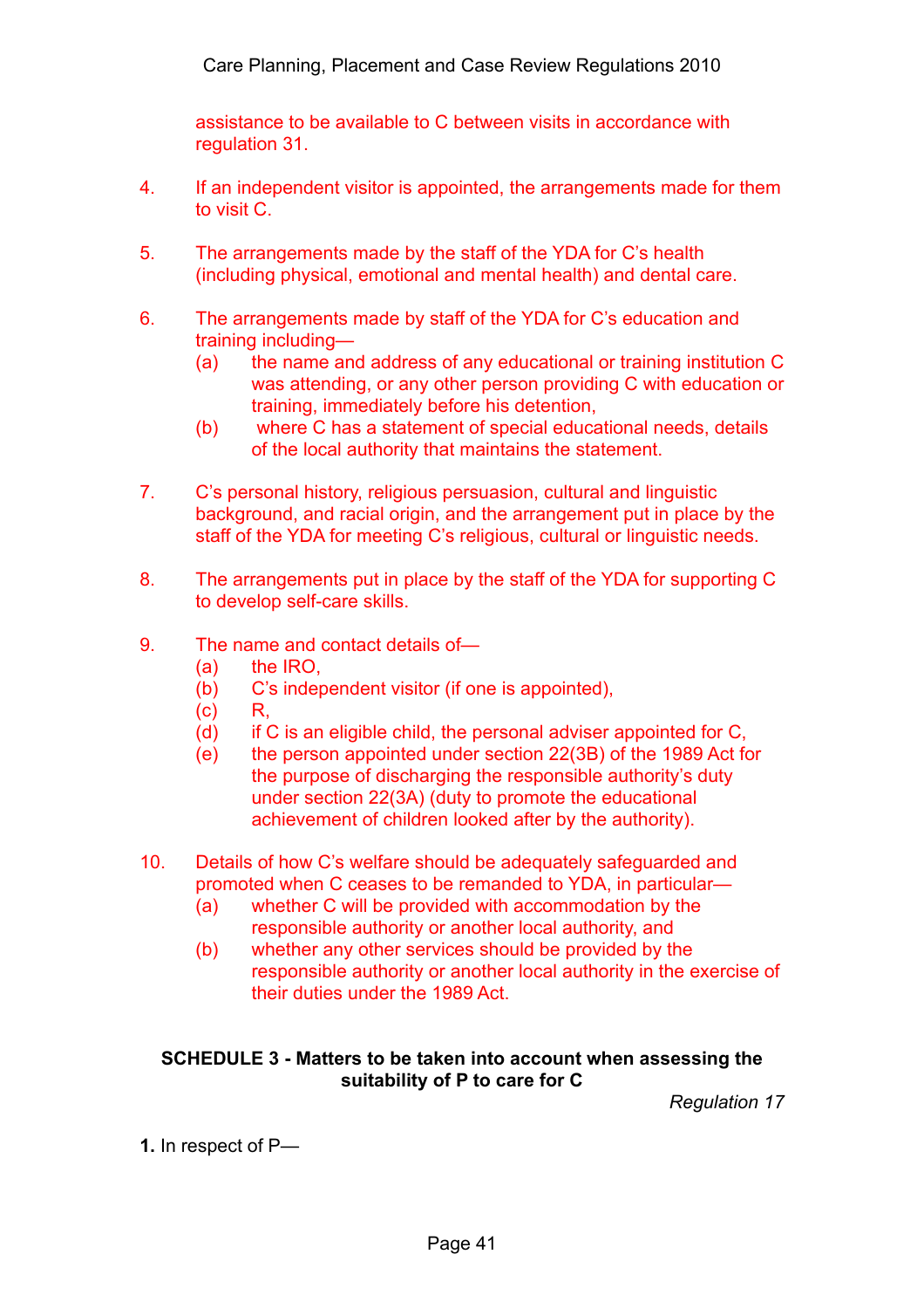assistance to be available to C between visits in accordance with regulation 31.

4. If an independent visitor is appointed, the arrangements made for them to visit C.

5. The arrangements made by the staff of the YDA for C's health (including physical, emotional and mental health) and dental care.

6. The arrangements made by staff of the YDA for C's education and training including—
   (a) the name and address of any educational or training institution C was attending, or any other person providing C with education or training, immediately before his detention,
   (b) where C has a statement of special educational needs, details of the local authority that maintains the statement.

7. C's personal history, religious persuasion, cultural and linguistic background, and racial origin, and the arrangement put in place by the staff of the YDA for meeting C's religious, cultural or linguistic needs.

8. The arrangements put in place by the staff of the YDA for supporting C to develop self-care skills.

9. The name and contact details of—
   (a) the IRO,
   (b) C's independent visitor (if one is appointed),
   (c) R,
   (d) if C is an eligible child, the personal adviser appointed for C,
   (e) the person appointed under section 22(3B) of the 1989 Act for the purpose of discharging the responsible authority's duty under section 22(3A) (duty to promote the educational achievement of children looked after by the authority).

10. Details of how C's welfare should be adequately safeguarded and promoted when C ceases to be remanded to YDA, in particular—
    (a) whether C will be provided with accommodation by the responsible authority or another local authority, and
    (b) whether any other services should be provided by the responsible authority or another local authority in the exercise of their duties under the 1989 Act.

## SCHEDULE 3 - Matters to be taken into account when assessing the suitability of P to care for C

*Regulation 17*

**1.** In respect of P—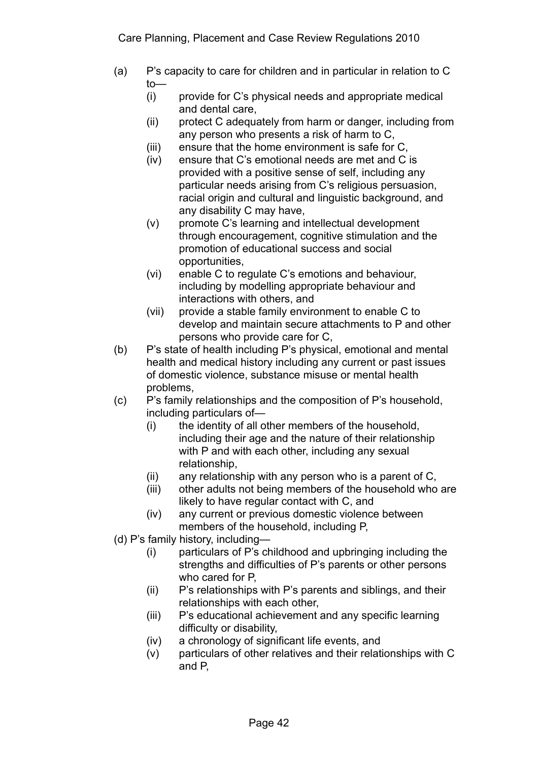(a) P's capacity to care for children and in particular in relation to C to—
   (i) provide for C's physical needs and appropriate medical and dental care,
   (ii) protect C adequately from harm or danger, including from any person who presents a risk of harm to C,
   (iii) ensure that the home environment is safe for C,
   (iv) ensure that C's emotional needs are met and C is provided with a positive sense of self, including any particular needs arising from C's religious persuasion, racial origin and cultural and linguistic background, and any disability C may have,
   (v) promote C's learning and intellectual development through encouragement, cognitive stimulation and the promotion of educational success and social opportunities,
   (vi) enable C to regulate C's emotions and behaviour, including by modelling appropriate behaviour and interactions with others, and
   (vii) provide a stable family environment to enable C to develop and maintain secure attachments to P and other persons who provide care for C,

(b) P's state of health including P's physical, emotional and mental health and medical history including any current or past issues of domestic violence, substance misuse or mental health problems,

(c) P's family relationships and the composition of P's household, including particulars of—
   (i) the identity of all other members of the household, including their age and the nature of their relationship with P and with each other, including any sexual relationship,
   (ii) any relationship with any person who is a parent of C,
   (iii) other adults not being members of the household who are likely to have regular contact with C, and
   (iv) any current or previous domestic violence between members of the household, including P,

(d) P's family history, including—
   (i) particulars of P's childhood and upbringing including the strengths and difficulties of P's parents or other persons who cared for P,
   (ii) P's relationships with P's parents and siblings, and their relationships with each other,
   (iii) P's educational achievement and any specific learning difficulty or disability,
   (iv) a chronology of significant life events, and
   (v) particulars of other relatives and their relationships with C and P,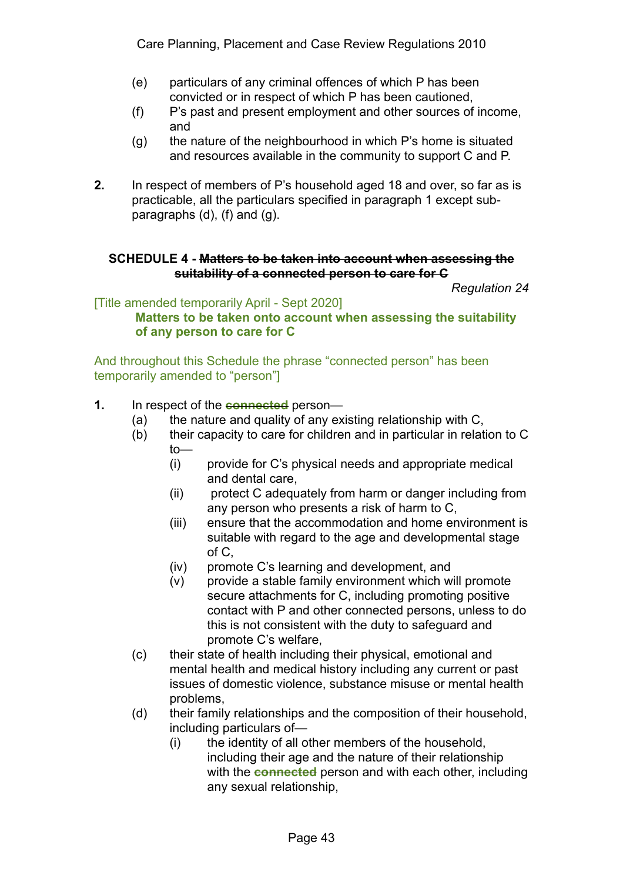(e) particulars of any criminal offences of which P has been convicted or in respect of which P has been cautioned,

(f) P's past and present employment and other sources of income, and

(g) the nature of the neighbourhood in which P's home is situated and resources available in the community to support C and P.

**2.** In respect of members of P's household aged 18 and over, so far as is practicable, all the particulars specified in paragraph 1 except sub-paragraphs (d), (f) and (g).

### SCHEDULE 4 - ~~Matters to be taken into account when assessing the suitability of a connected person to care for C~~

*Regulation 24*

[Title amended temporarily April - Sept 2020]

**Matters to be taken onto account when assessing the suitability of any person to care for C**

And throughout this Schedule the phrase "connected person" has been temporarily amended to "person"]

**1.** In respect of the ~~connected~~ person—

(a) the nature and quality of any existing relationship with C,

(b) their capacity to care for children and in particular in relation to C to—

  (i) provide for C's physical needs and appropriate medical and dental care,

  (ii) protect C adequately from harm or danger including from any person who presents a risk of harm to C,

  (iii) ensure that the accommodation and home environment is suitable with regard to the age and developmental stage of C,

  (iv) promote C's learning and development, and

  (v) provide a stable family environment which will promote secure attachments for C, including promoting positive contact with P and other connected persons, unless to do this is not consistent with the duty to safeguard and promote C's welfare,

(c) their state of health including their physical, emotional and mental health and medical history including any current or past issues of domestic violence, substance misuse or mental health problems,

(d) their family relationships and the composition of their household, including particulars of—

  (i) the identity of all other members of the household, including their age and the nature of their relationship with the ~~connected~~ person and with each other, including any sexual relationship,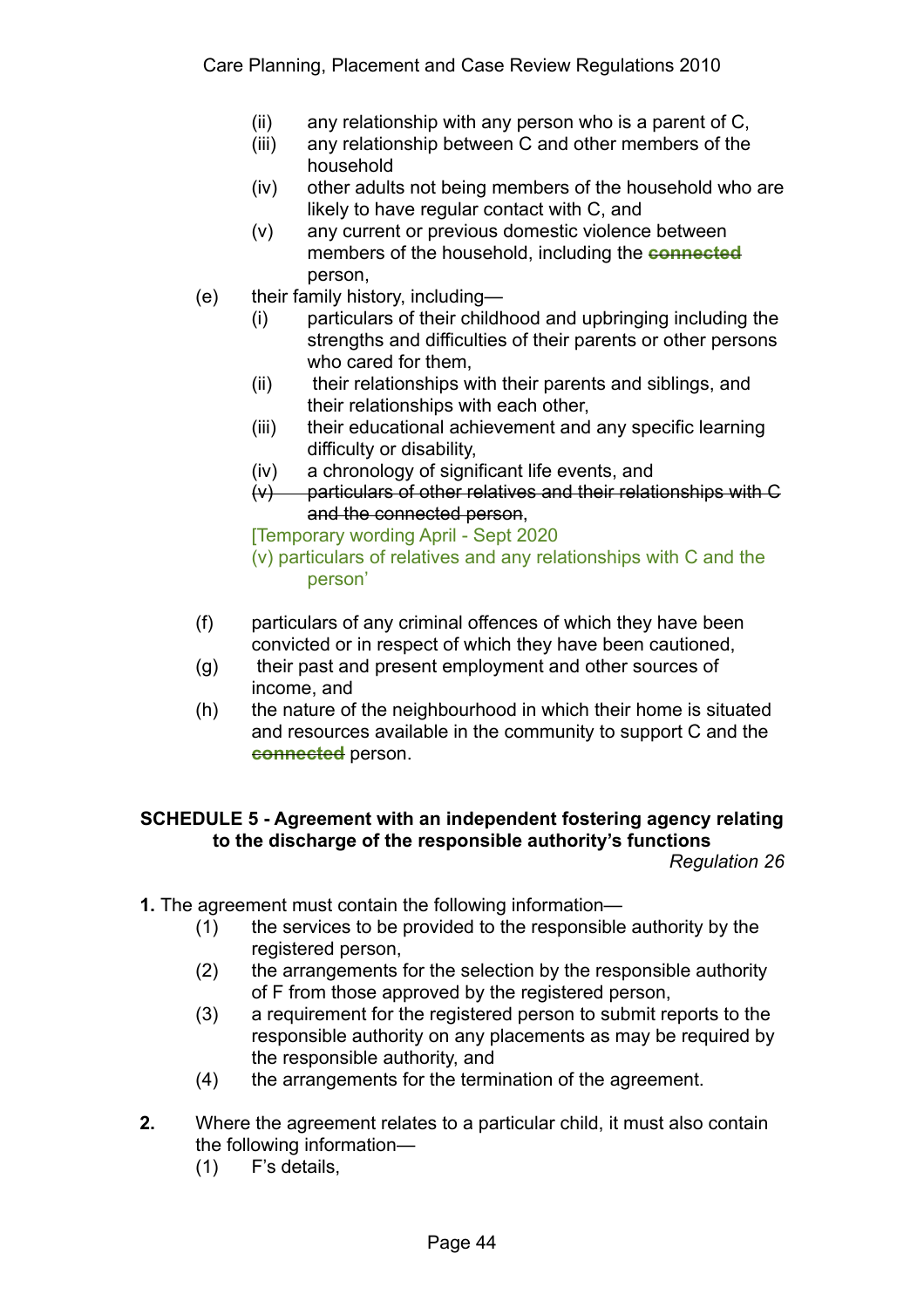(ii) any relationship with any person who is a parent of C,
(iii) any relationship between C and other members of the household
(iv) other adults not being members of the household who are likely to have regular contact with C, and
(v) any current or previous domestic violence between members of the household, including the ~~connected~~ person,

(e) their family history, including—
(i) particulars of their childhood and upbringing including the strengths and difficulties of their parents or other persons who cared for them,
(ii) their relationships with their parents and siblings, and their relationships with each other,
(iii) their educational achievement and any specific learning difficulty or disability,
(iv) a chronology of significant life events, and
~~(v) particulars of other relatives and their relationships with C and the connected person~~,
[Temporary wording April - Sept 2020
(v) particulars of relatives and any relationships with C and the person'

(f) particulars of any criminal offences of which they have been convicted or in respect of which they have been cautioned,

(g) their past and present employment and other sources of income, and

(h) the nature of the neighbourhood in which their home is situated and resources available in the community to support C and the ~~connected~~ person.

**SCHEDULE 5 - Agreement with an independent fostering agency relating to the discharge of the responsible authority's functions**

*Regulation 26*

**1.** The agreement must contain the following information—
(1) the services to be provided to the responsible authority by the registered person,
(2) the arrangements for the selection by the responsible authority of F from those approved by the registered person,
(3) a requirement for the registered person to submit reports to the responsible authority on any placements as may be required by the responsible authority, and
(4) the arrangements for the termination of the agreement.

**2.** Where the agreement relates to a particular child, it must also contain the following information—
(1) F's details,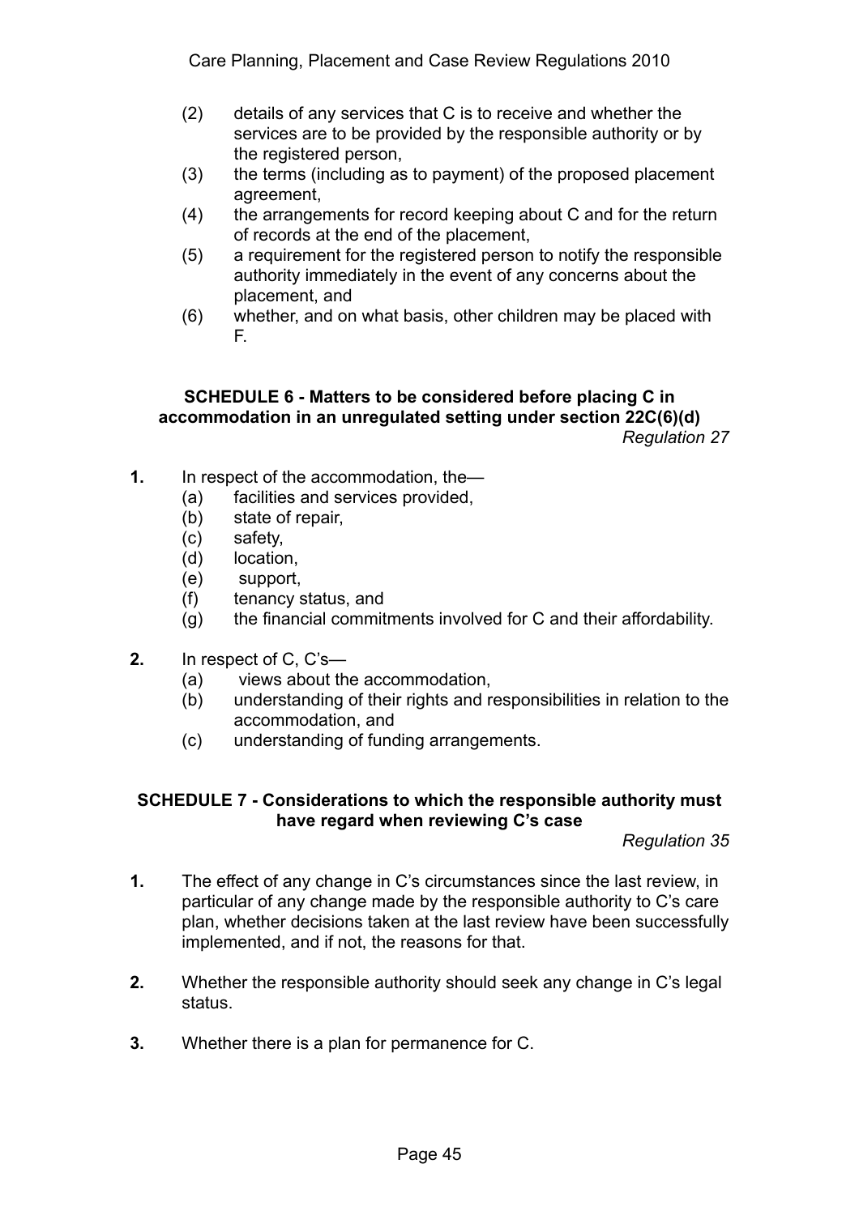(2) details of any services that C is to receive and whether the services are to be provided by the responsible authority or by the registered person,

(3) the terms (including as to payment) of the proposed placement agreement,

(4) the arrangements for record keeping about C and for the return of records at the end of the placement,

(5) a requirement for the registered person to notify the responsible authority immediately in the event of any concerns about the placement, and

(6) whether, and on what basis, other children may be placed with F.

## SCHEDULE 6 - Matters to be considered before placing C in accommodation in an unregulated setting under section 22C(6)(d)

*Regulation 27*

**1.** In respect of the accommodation, the—

(a) facilities and services provided,
(b) state of repair,
(c) safety,
(d) location,
(e) support,
(f) tenancy status, and
(g) the financial commitments involved for C and their affordability.

**2.** In respect of C, C's—

(a) views about the accommodation,
(b) understanding of their rights and responsibilities in relation to the accommodation, and
(c) understanding of funding arrangements.

## SCHEDULE 7 - Considerations to which the responsible authority must have regard when reviewing C's case

*Regulation 35*

**1.** The effect of any change in C's circumstances since the last review, in particular of any change made by the responsible authority to C's care plan, whether decisions taken at the last review have been successfully implemented, and if not, the reasons for that.

**2.** Whether the responsible authority should seek any change in C's legal status.

**3.** Whether there is a plan for permanence for C.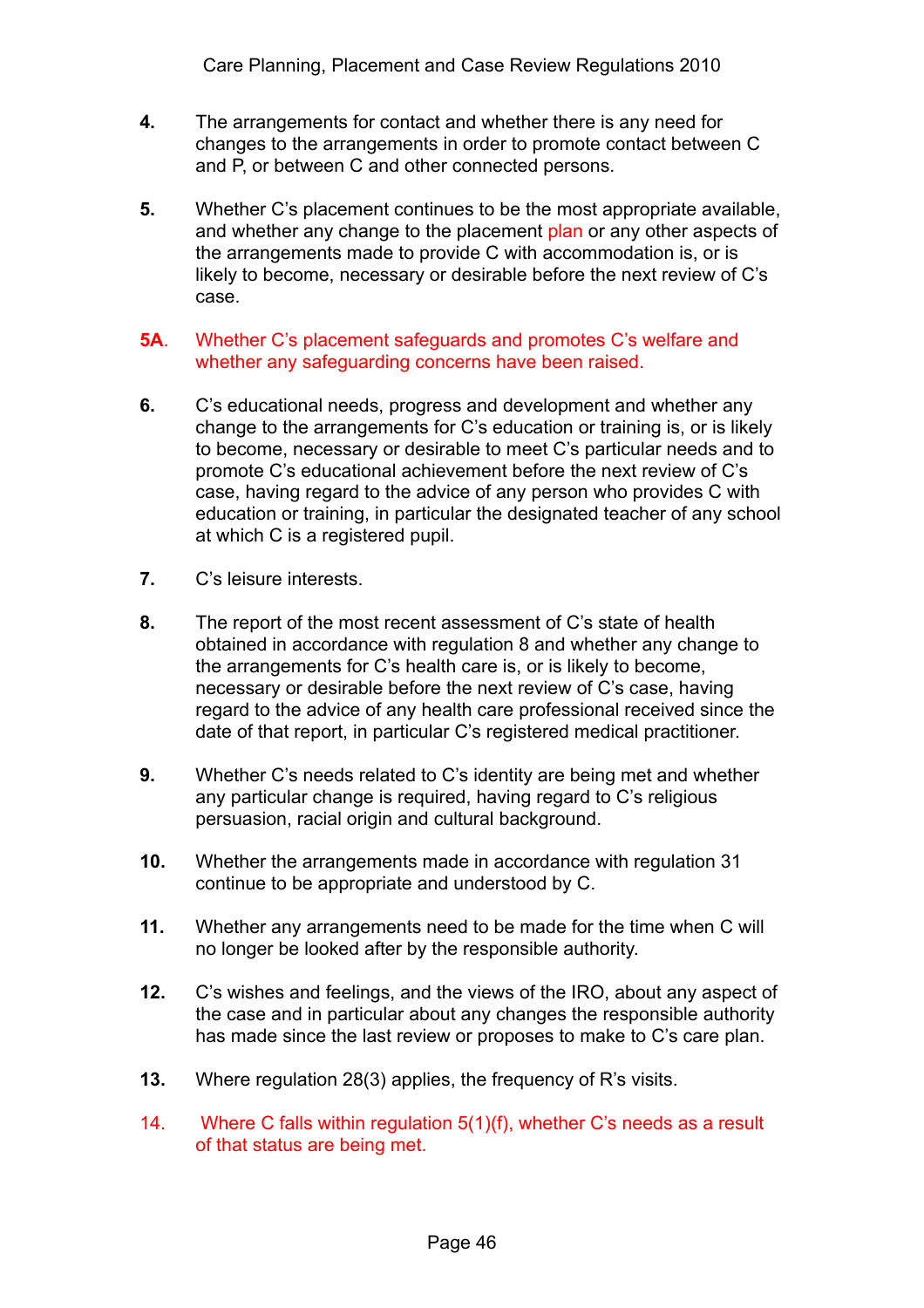**4.** The arrangements for contact and whether there is any need for changes to the arrangements in order to promote contact between C and P, or between C and other connected persons.

**5.** Whether C's placement continues to be the most appropriate available, and whether any change to the placement plan or any other aspects of the arrangements made to provide C with accommodation is, or is likely to become, necessary or desirable before the next review of C's case.

**5A**. Whether C's placement safeguards and promotes C's welfare and whether any safeguarding concerns have been raised.

**6.** C's educational needs, progress and development and whether any change to the arrangements for C's education or training is, or is likely to become, necessary or desirable to meet C's particular needs and to promote C's educational achievement before the next review of C's case, having regard to the advice of any person who provides C with education or training, in particular the designated teacher of any school at which C is a registered pupil.

**7.** C's leisure interests.

**8.** The report of the most recent assessment of C's state of health obtained in accordance with regulation 8 and whether any change to the arrangements for C's health care is, or is likely to become, necessary or desirable before the next review of C's case, having regard to the advice of any health care professional received since the date of that report, in particular C's registered medical practitioner.

**9.** Whether C's needs related to C's identity are being met and whether any particular change is required, having regard to C's religious persuasion, racial origin and cultural background.

**10.** Whether the arrangements made in accordance with regulation 31 continue to be appropriate and understood by C.

**11.** Whether any arrangements need to be made for the time when C will no longer be looked after by the responsible authority.

**12.** C's wishes and feelings, and the views of the IRO, about any aspect of the case and in particular about any changes the responsible authority has made since the last review or proposes to make to C's care plan.

**13.** Where regulation 28(3) applies, the frequency of R's visits.

14. Where C falls within regulation 5(1)(f), whether C's needs as a result of that status are being met.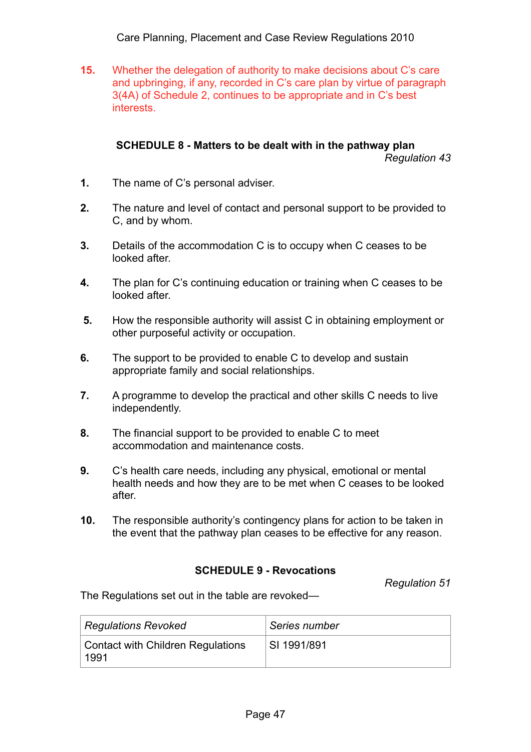15. Whether the delegation of authority to make decisions about C's care and upbringing, if any, recorded in C's care plan by virtue of paragraph 3(4A) of Schedule 2, continues to be appropriate and in C's best interests.

## SCHEDULE 8 - Matters to be dealt with in the pathway plan

*Regulation 43*

1. The name of C's personal adviser.

2. The nature and level of contact and personal support to be provided to C, and by whom.

3. Details of the accommodation C is to occupy when C ceases to be looked after.

4. The plan for C's continuing education or training when C ceases to be looked after.

5. How the responsible authority will assist C in obtaining employment or other purposeful activity or occupation.

6. The support to be provided to enable C to develop and sustain appropriate family and social relationships.

7. A programme to develop the practical and other skills C needs to live independently.

8. The financial support to be provided to enable C to meet accommodation and maintenance costs.

9. C's health care needs, including any physical, emotional or mental health needs and how they are to be met when C ceases to be looked after.

10. The responsible authority's contingency plans for action to be taken in the event that the pathway plan ceases to be effective for any reason.

## SCHEDULE 9 - Revocations

*Regulation 51*

The Regulations set out in the table are revoked—

| *Regulations Revoked* | *Series number* |
|---|---|
| Contact with Children Regulations 1991 | SI 1991/891 |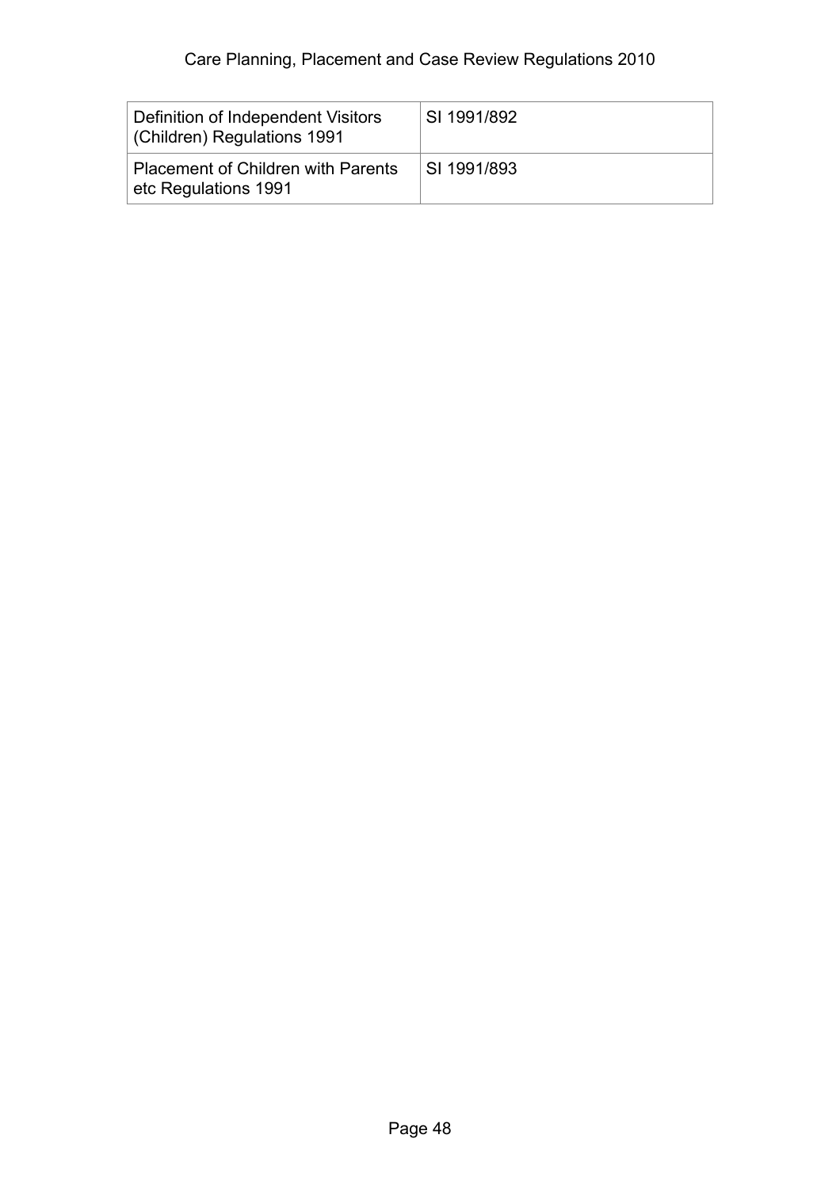| | |
|---|---|
| Definition of Independent Visitors (Children) Regulations 1991 | SI 1991/892 |
| Placement of Children with Parents etc Regulations 1991 | SI 1991/893 |